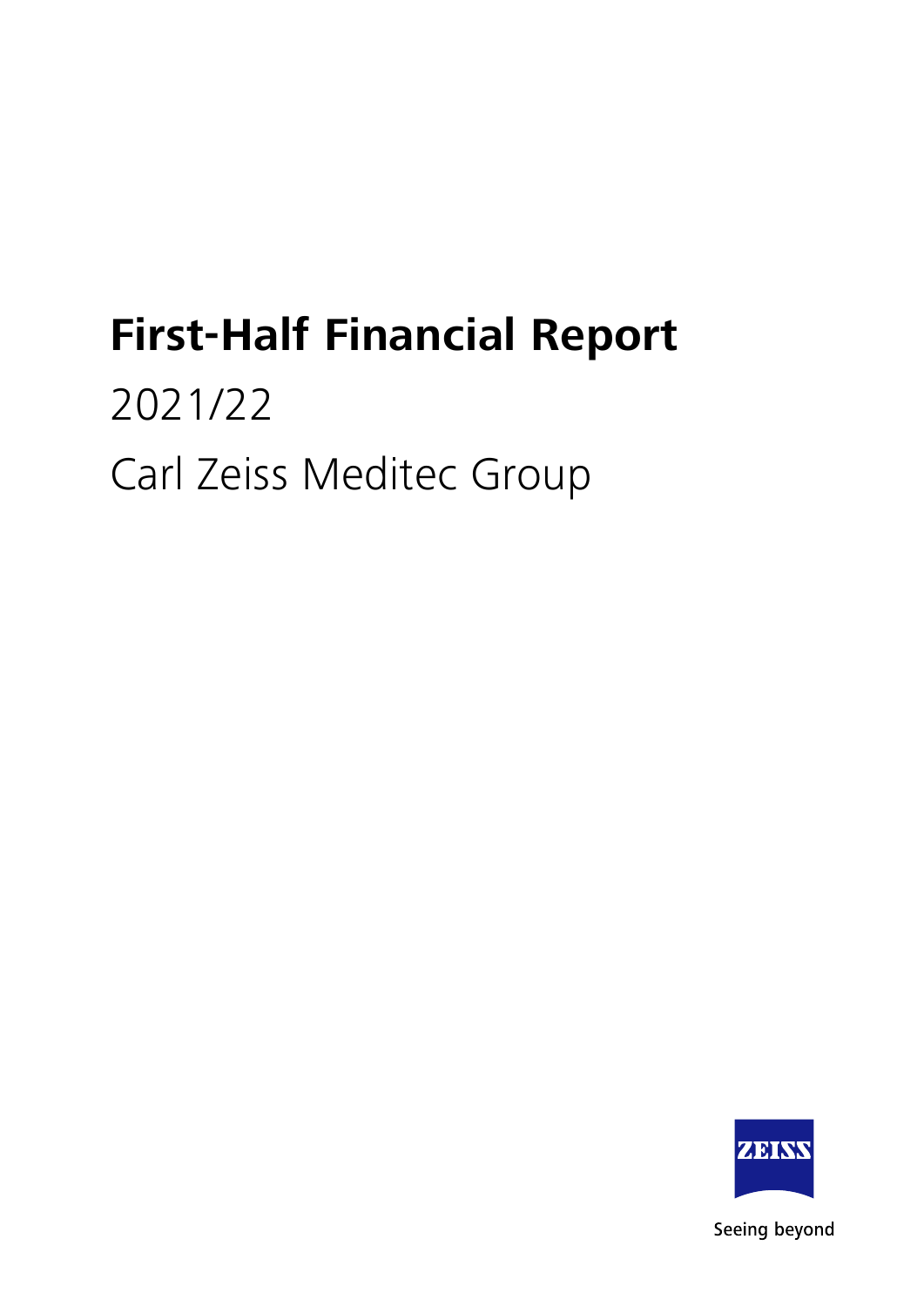# First-Half Financial Report

2021/22

Carl Zeiss Meditec Group

ZEISS

Seeing beyond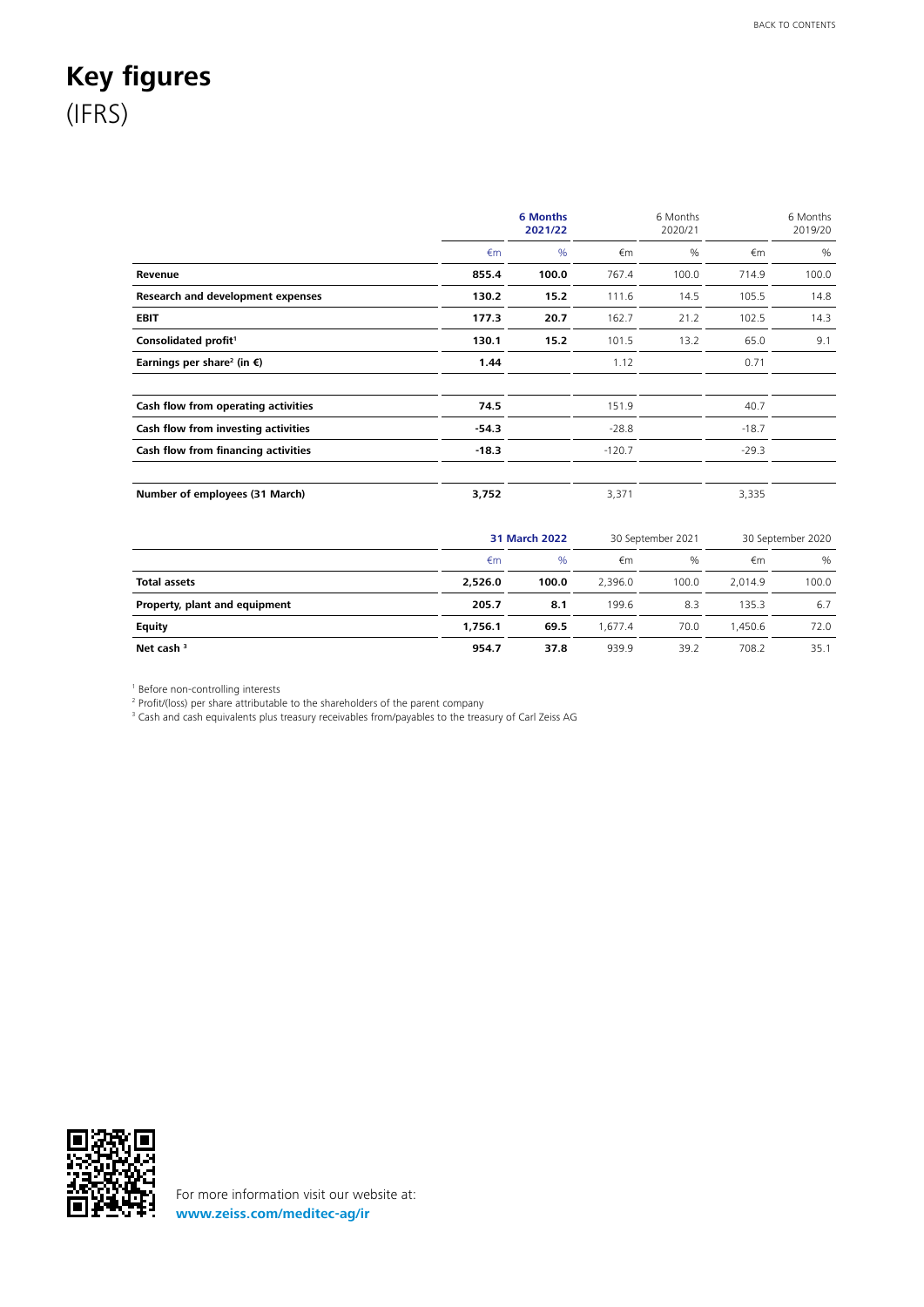# Key figures
(IFRS)

| | 6 Months 2021/22 | | 6 Months 2020/21 | | 6 Months 2019/20 | |
|---|---|---|---|---|---|---|
| | €m | % | €m | % | €m | % |
| **Revenue** | **855.4** | **100.0** | 767.4 | 100.0 | 714.9 | 100.0 |
| **Research and development expenses** | **130.2** | **15.2** | 111.6 | 14.5 | 105.5 | 14.8 |
| **EBIT** | **177.3** | **20.7** | 162.7 | 21.2 | 102.5 | 14.3 |
| **Consolidated profit**[1] | **130.1** | **15.2** | 101.5 | 13.2 | 65.0 | 9.1 |
| **Earnings per share**[2] **(in €)** | **1.44** | | 1.12 | | 0.71 | |
| | | | | | | |
| **Cash flow from operating activities** | **74.5** | | 151.9 | | 40.7 | |
| **Cash flow from investing activities** | **-54.3** | | -28.8 | | -18.7 | |
| **Cash flow from financing activities** | **-18.3** | | -120.7 | | -29.3 | |
| | | | | | | |
| **Number of employees (31 March)** | **3,752** | | 3,371 | | 3,335 | |

| | 31 March 2022 | | 30 September 2021 | | 30 September 2020 | |
|---|---|---|---|---|---|---|
| | €m | % | €m | % | €m | % |
| **Total assets** | **2,526.0** | **100.0** | 2,396.0 | 100.0 | 2,014.9 | 100.0 |
| **Property, plant and equipment** | **205.7** | **8.1** | 199.6 | 8.3 | 135.3 | 6.7 |
| **Equity** | **1,756.1** | **69.5** | 1,677.4 | 70.0 | 1,450.6 | 72.0 |
| **Net cash** [3] | **954.7** | **37.8** | 939.9 | 39.2 | 708.2 | 35.1 |

[1] Before non-controlling interests
[2] Profit/(loss) per share attributable to the shareholders of the parent company
[3] Cash and cash equivalents plus treasury receivables from/payables to the treasury of Carl Zeiss AG

For more information visit our website at:
**www.zeiss.com/meditec-ag/ir**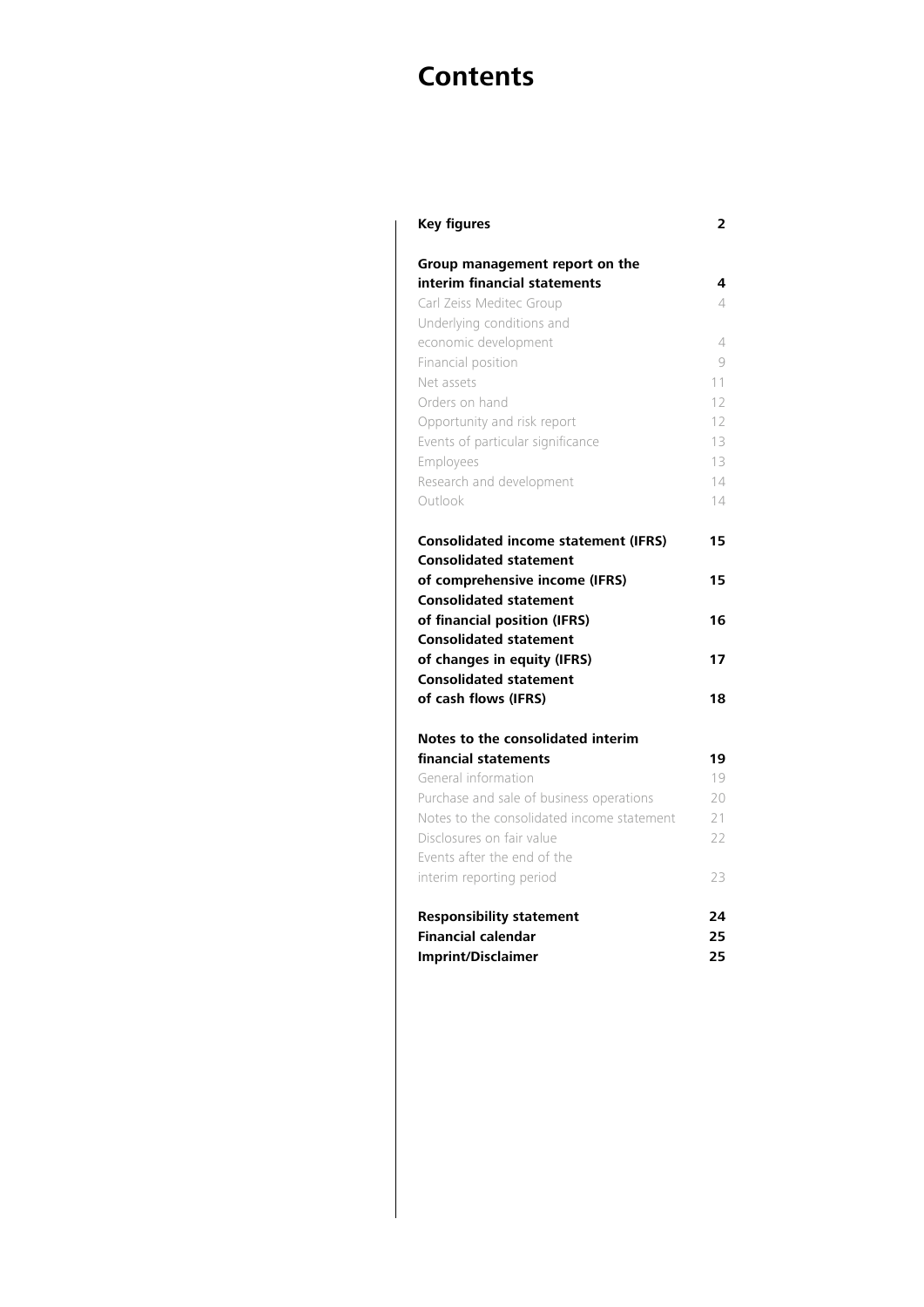# Contents

| | |
|---|---|
| **Key figures** | **2** |
| **Group management report on the interim financial statements** | **4** |
| Carl Zeiss Meditec Group | 4 |
| Underlying conditions and economic development | 4 |
| Financial position | 9 |
| Net assets | 11 |
| Orders on hand | 12 |
| Opportunity and risk report | 12 |
| Events of particular significance | 13 |
| Employees | 13 |
| Research and development | 14 |
| Outlook | 14 |
| **Consolidated income statement (IFRS)** | **15** |
| **Consolidated statement of comprehensive income (IFRS)** | **15** |
| **Consolidated statement of financial position (IFRS)** | **16** |
| **Consolidated statement of changes in equity (IFRS)** | **17** |
| **Consolidated statement of cash flows (IFRS)** | **18** |
| **Notes to the consolidated interim financial statements** | **19** |
| General information | 19 |
| Purchase and sale of business operations | 20 |
| Notes to the consolidated income statement | 21 |
| Disclosures on fair value | 22 |
| Events after the end of the interim reporting period | 23 |
| **Responsibility statement** | **24** |
| **Financial calendar** | **25** |
| **Imprint/Disclaimer** | **25** |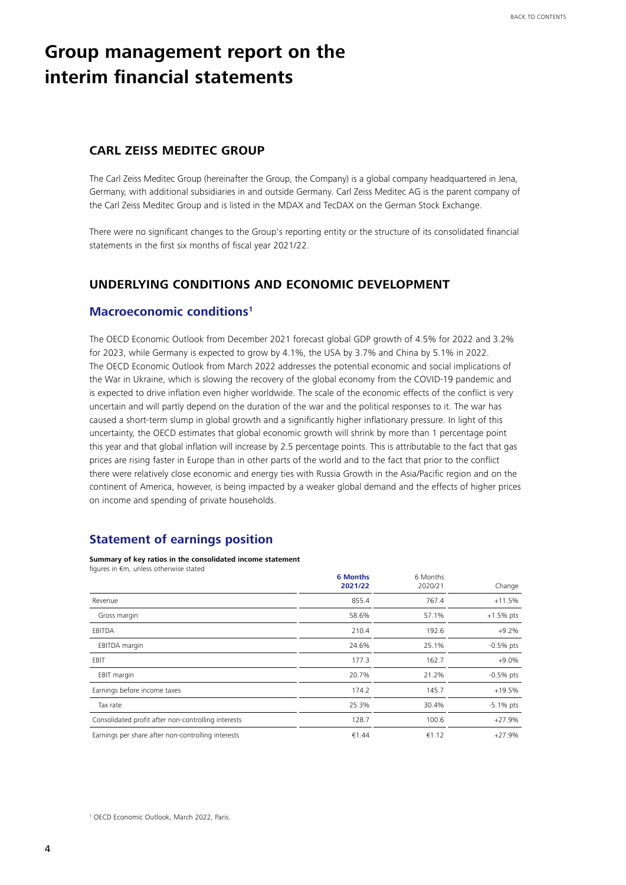# Group management report on the interim financial statements

## CARL ZEISS MEDITEC GROUP

The Carl Zeiss Meditec Group (hereinafter the Group, the Company) is a global company headquartered in Jena, Germany, with additional subsidiaries in and outside Germany. Carl Zeiss Meditec AG is the parent company of the Carl Zeiss Meditec Group and is listed in the MDAX and TecDAX on the German Stock Exchange.

There were no significant changes to the Group's reporting entity or the structure of its consolidated financial statements in the first six months of fiscal year 2021/22.

## UNDERLYING CONDITIONS AND ECONOMIC DEVELOPMENT

### Macroeconomic conditions[1]

The OECD Economic Outlook from December 2021 forecast global GDP growth of 4.5% for 2022 and 3.2% for 2023, while Germany is expected to grow by 4.1%, the USA by 3.7% and China by 5.1% in 2022. The OECD Economic Outlook from March 2022 addresses the potential economic and social implications of the War in Ukraine, which is slowing the recovery of the global economy from the COVID-19 pandemic and is expected to drive inflation even higher worldwide. The scale of the economic effects of the conflict is very uncertain and will partly depend on the duration of the war and the political responses to it. The war has caused a short-term slump in global growth and a significantly higher inflationary pressure. In light of this uncertainty, the OECD estimates that global economic growth will shrink by more than 1 percentage point this year and that global inflation will increase by 2.5 percentage points. This is attributable to the fact that gas prices are rising faster in Europe than in other parts of the world and to the fact that prior to the conflict there were relatively close economic and energy ties with Russia Growth in the Asia/Pacific region and on the continent of America, however, is being impacted by a weaker global demand and the effects of higher prices on income and spending of private households.

### Statement of earnings position

**Summary of key ratios in the consolidated income statement**
figures in €m, unless otherwise stated

| | 6 Months 2021/22 | 6 Months 2020/21 | Change |
|---|---|---|---|
| Revenue | 855.4 | 767.4 | +11.5% |
| Gross margin | 58.6% | 57.1% | +1.5% pts |
| EBITDA | 210.4 | 192.6 | +9.2% |
| EBITDA margin | 24.6% | 25.1% | -0.5% pts |
| EBIT | 177.3 | 162.7 | +9.0% |
| EBIT margin | 20.7% | 21.2% | -0.5% pts |
| Earnings before income taxes | 174.2 | 145.7 | +19.5% |
| Tax rate | 25.3% | 30.4% | -5.1% pts |
| Consolidated profit after non-controlling interests | 128.7 | 100.6 | +27.9% |
| Earnings per share after non-controlling interests | €1.44 | €1.12 | +27.9% |

[1] OECD Economic Outlook, March 2022, Paris.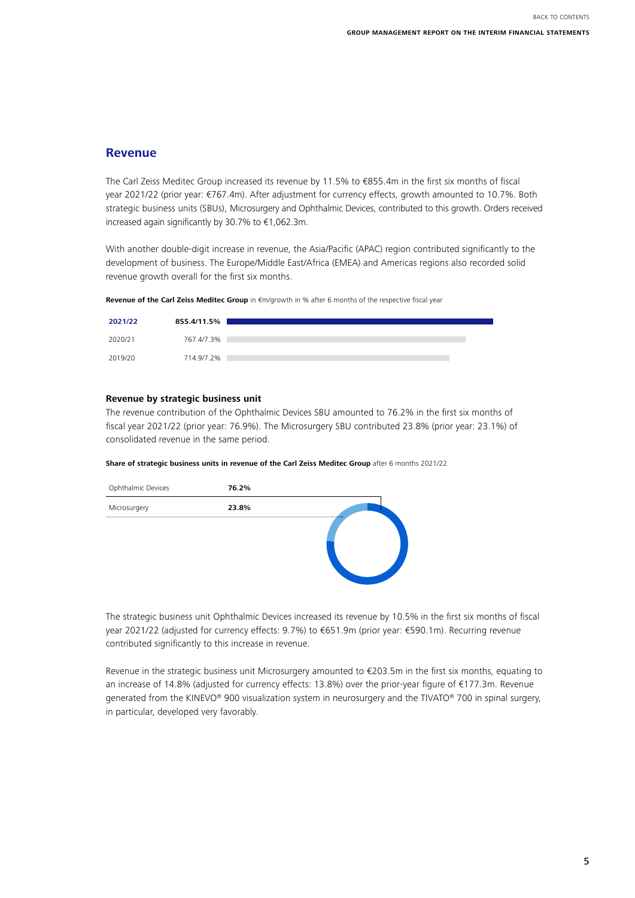## Revenue

The Carl Zeiss Meditec Group increased its revenue by 11.5% to €855.4m in the first six months of fiscal year 2021/22 (prior year: €767.4m). After adjustment for currency effects, growth amounted to 10.7%. Both strategic business units (SBUs), Microsurgery and Ophthalmic Devices, contributed to this growth. Orders received increased again significantly by 30.7% to €1,062.3m.

With another double-digit increase in revenue, the Asia/Pacific (APAC) region contributed significantly to the development of business. The Europe/Middle East/Africa (EMEA) and Americas regions also recorded solid revenue growth overall for the first six months.

**Revenue of the Carl Zeiss Meditec Group** in €m/growth in % after 6 months of the respective fiscal year

| Fiscal year | Revenue/growth |
|---|---|
| **2021/22** | **855.4/11.5%** |
| 2020/21 | 767.4/7.3% |
| 2019/20 | 714.9/7.2% |

### Revenue by strategic business unit

The revenue contribution of the Ophthalmic Devices SBU amounted to 76.2% in the first six months of fiscal year 2021/22 (prior year: 76.9%). The Microsurgery SBU contributed 23.8% (prior year: 23.1%) of consolidated revenue in the same period.

**Share of strategic business units in revenue of the Carl Zeiss Meditec Group** after 6 months 2021/22

| SBU | Share |
|---|---|
| Ophthalmic Devices | **76.2%** |
| Microsurgery | **23.8%** |

The strategic business unit Ophthalmic Devices increased its revenue by 10.5% in the first six months of fiscal year 2021/22 (adjusted for currency effects: 9.7%) to €651.9m (prior year: €590.1m). Recurring revenue contributed significantly to this increase in revenue.

Revenue in the strategic business unit Microsurgery amounted to €203.5m in the first six months, equating to an increase of 14.8% (adjusted for currency effects: 13.8%) over the prior-year figure of €177.3m. Revenue generated from the KINEVO® 900 visualization system in neurosurgery and the TIVATO® 700 in spinal surgery, in particular, developed very favorably.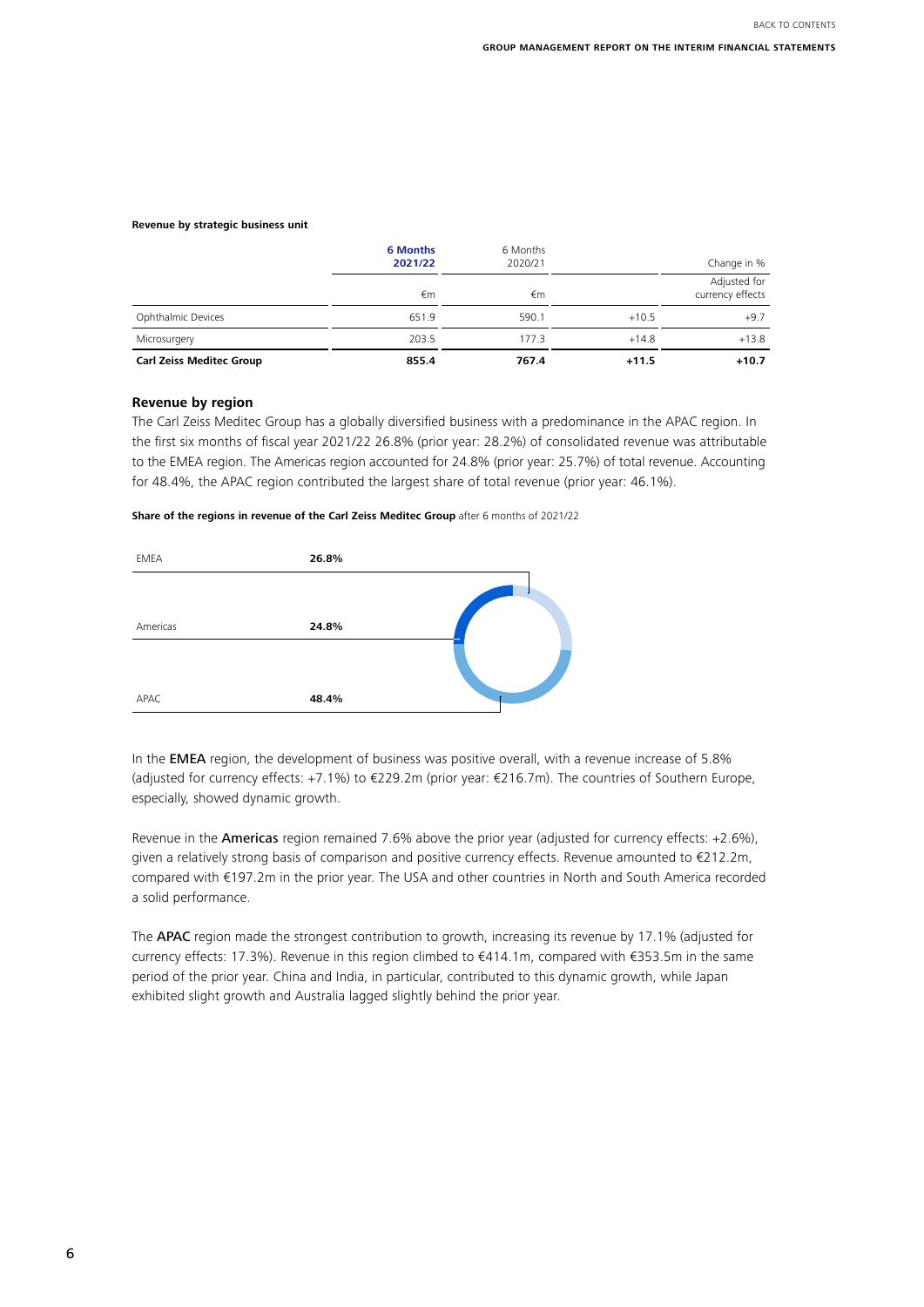**Revenue by strategic business unit**

| | 6 Months 2021/22 | 6 Months 2020/21 | | Change in % |
|---|---|---|---|---|
| | €m | €m | | Adjusted for currency effects |
| Ophthalmic Devices | 651.9 | 590.1 | +10.5 | +9.7 |
| Microsurgery | 203.5 | 177.3 | +14.8 | +13.8 |
| **Carl Zeiss Meditec Group** | **855.4** | **767.4** | **+11.5** | **+10.7** |

### Revenue by region

The Carl Zeiss Meditec Group has a globally diversified business with a predominance in the APAC region. In the first six months of fiscal year 2021/22 26.8% (prior year: 28.2%) of consolidated revenue was attributable to the EMEA region. The Americas region accounted for 24.8% (prior year: 25.7%) of total revenue. Accounting for 48.4%, the APAC region contributed the largest share of total revenue (prior year: 46.1%).

**Share of the regions in revenue of the Carl Zeiss Meditec Group** after 6 months of 2021/22

| Region | Share |
|---|---|
| EMEA | **26.8%** |
| Americas | **24.8%** |
| APAC | **48.4%** |

In the **EMEA** region, the development of business was positive overall, with a revenue increase of 5.8% (adjusted for currency effects: +7.1%) to €229.2m (prior year: €216.7m). The countries of Southern Europe, especially, showed dynamic growth.

Revenue in the **Americas** region remained 7.6% above the prior year (adjusted for currency effects: +2.6%), given a relatively strong basis of comparison and positive currency effects. Revenue amounted to €212.2m, compared with €197.2m in the prior year. The USA and other countries in North and South America recorded a solid performance.

The **APAC** region made the strongest contribution to growth, increasing its revenue by 17.1% (adjusted for currency effects: 17.3%). Revenue in this region climbed to €414.1m, compared with €353.5m in the same period of the prior year. China and India, in particular, contributed to this dynamic growth, while Japan exhibited slight growth and Australia lagged slightly behind the prior year.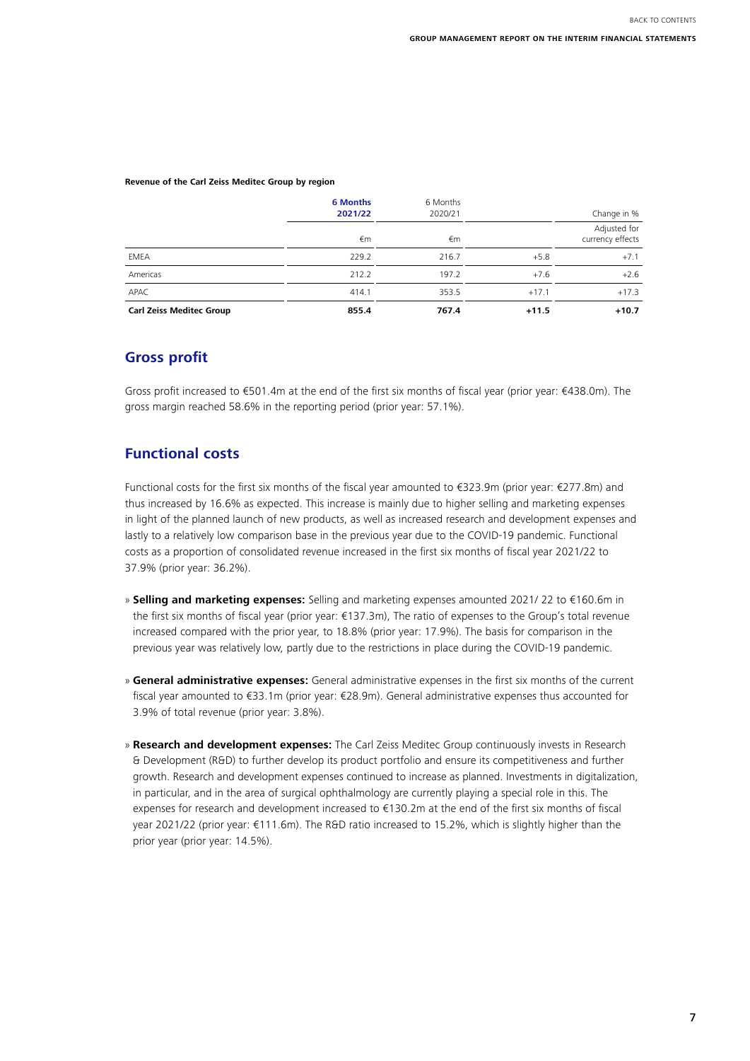**Revenue of the Carl Zeiss Meditec Group by region**

| | 6 Months 2021/22 | 6 Months 2020/21 | Change in % | |
|---|---|---|---|---|
| | €m | €m | | Adjusted for currency effects |
| EMEA | 229.2 | 216.7 | +5.8 | +7.1 |
| Americas | 212.2 | 197.2 | +7.6 | +2.6 |
| APAC | 414.1 | 353.5 | +17.1 | +17.3 |
| **Carl Zeiss Meditec Group** | **855.4** | **767.4** | **+11.5** | **+10.7** |

## Gross profit

Gross profit increased to €501.4m at the end of the first six months of fiscal year (prior year: €438.0m). The gross margin reached 58.6% in the reporting period (prior year: 57.1%).

## Functional costs

Functional costs for the first six months of the fiscal year amounted to €323.9m (prior year: €277.8m) and thus increased by 16.6% as expected. This increase is mainly due to higher selling and marketing expenses in light of the planned launch of new products, as well as increased research and development expenses and lastly to a relatively low comparison base in the previous year due to the COVID-19 pandemic. Functional costs as a proportion of consolidated revenue increased in the first six months of fiscal year 2021/22 to 37.9% (prior year: 36.2%).

» **Selling and marketing expenses:** Selling and marketing expenses amounted 2021/ 22 to €160.6m in the first six months of fiscal year (prior year: €137.3m), The ratio of expenses to the Group's total revenue increased compared with the prior year, to 18.8% (prior year: 17.9%). The basis for comparison in the previous year was relatively low, partly due to the restrictions in place during the COVID-19 pandemic.

» **General administrative expenses:** General administrative expenses in the first six months of the current fiscal year amounted to €33.1m (prior year: €28.9m). General administrative expenses thus accounted for 3.9% of total revenue (prior year: 3.8%).

» **Research and development expenses:** The Carl Zeiss Meditec Group continuously invests in Research & Development (R&D) to further develop its product portfolio and ensure its competitiveness and further growth. Research and development expenses continued to increase as planned. Investments in digitalization, in particular, and in the area of surgical ophthalmology are currently playing a special role in this. The expenses for research and development increased to €130.2m at the end of the first six months of fiscal year 2021/22 (prior year: €111.6m). The R&D ratio increased to 15.2%, which is slightly higher than the prior year (prior year: 14.5%).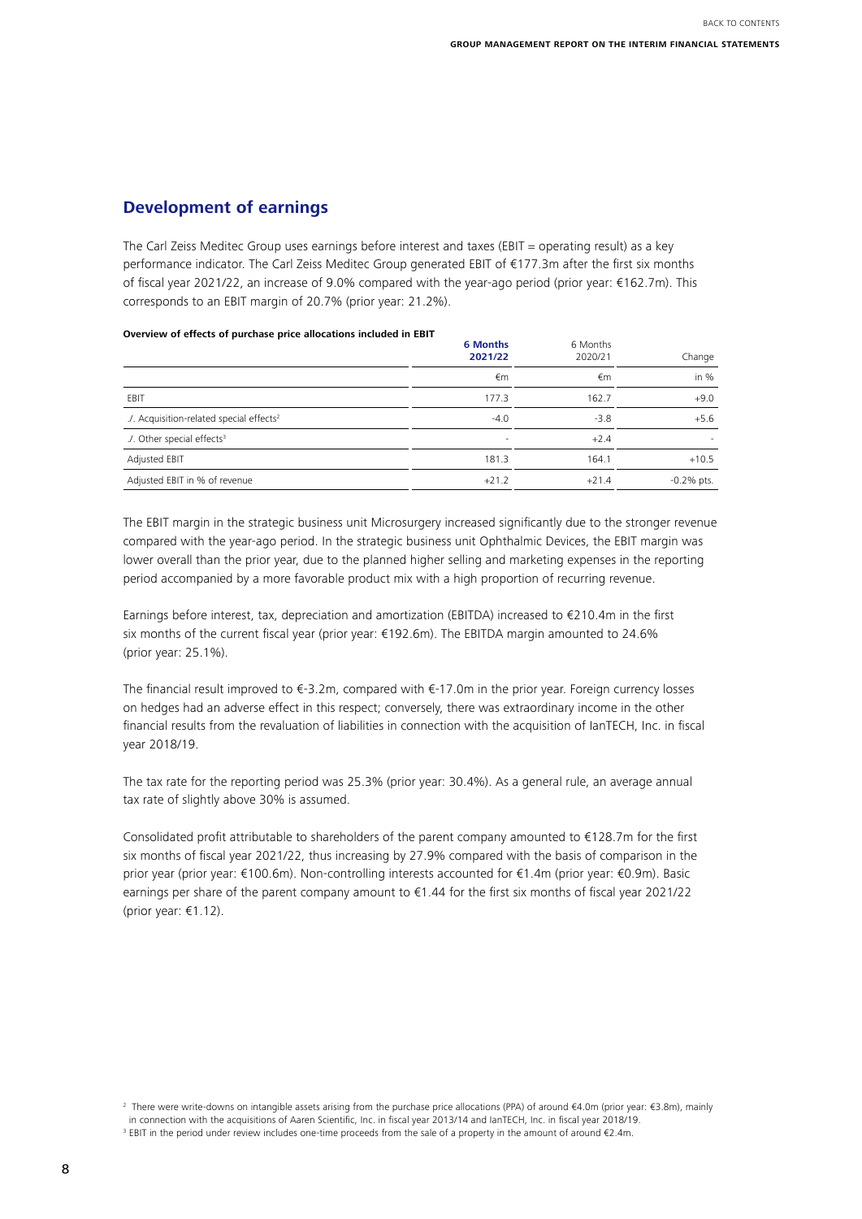## Development of earnings

The Carl Zeiss Meditec Group uses earnings before interest and taxes (EBIT = operating result) as a key performance indicator. The Carl Zeiss Meditec Group generated EBIT of €177.3m after the first six months of fiscal year 2021/22, an increase of 9.0% compared with the year-ago period (prior year: €162.7m). This corresponds to an EBIT margin of 20.7% (prior year: 21.2%).

**Overview of effects of purchase price allocations included in EBIT**

| | **6 Months 2021/22** | 6 Months 2020/21 | Change |
|---|---|---|---|
| | €m | €m | in % |
| EBIT | 177.3 | 162.7 | +9.0 |
| ./. Acquisition-related special effects[2] | -4.0 | -3.8 | +5.6 |
| ./. Other special effects[3] | - | +2.4 | - |
| Adjusted EBIT | 181.3 | 164.1 | +10.5 |
| Adjusted EBIT in % of revenue | +21.2 | +21.4 | -0.2% pts. |

The EBIT margin in the strategic business unit Microsurgery increased significantly due to the stronger revenue compared with the year-ago period. In the strategic business unit Ophthalmic Devices, the EBIT margin was lower overall than the prior year, due to the planned higher selling and marketing expenses in the reporting period accompanied by a more favorable product mix with a high proportion of recurring revenue.

Earnings before interest, tax, depreciation and amortization (EBITDA) increased to €210.4m in the first six months of the current fiscal year (prior year: €192.6m). The EBITDA margin amounted to 24.6% (prior year: 25.1%).

The financial result improved to €-3.2m, compared with €-17.0m in the prior year. Foreign currency losses on hedges had an adverse effect in this respect; conversely, there was extraordinary income in the other financial results from the revaluation of liabilities in connection with the acquisition of IanTECH, Inc. in fiscal year 2018/19.

The tax rate for the reporting period was 25.3% (prior year: 30.4%). As a general rule, an average annual tax rate of slightly above 30% is assumed.

Consolidated profit attributable to shareholders of the parent company amounted to €128.7m for the first six months of fiscal year 2021/22, thus increasing by 27.9% compared with the basis of comparison in the prior year (prior year: €100.6m). Non-controlling interests accounted for €1.4m (prior year: €0.9m). Basic earnings per share of the parent company amount to €1.44 for the first six months of fiscal year 2021/22 (prior year: €1.12).

[2] There were write-downs on intangible assets arising from the purchase price allocations (PPA) of around €4.0m (prior year: €3.8m), mainly in connection with the acquisitions of Aaren Scientific, Inc. in fiscal year 2013/14 and IanTECH, Inc. in fiscal year 2018/19.

[3] EBIT in the period under review includes one-time proceeds from the sale of a property in the amount of around €2.4m.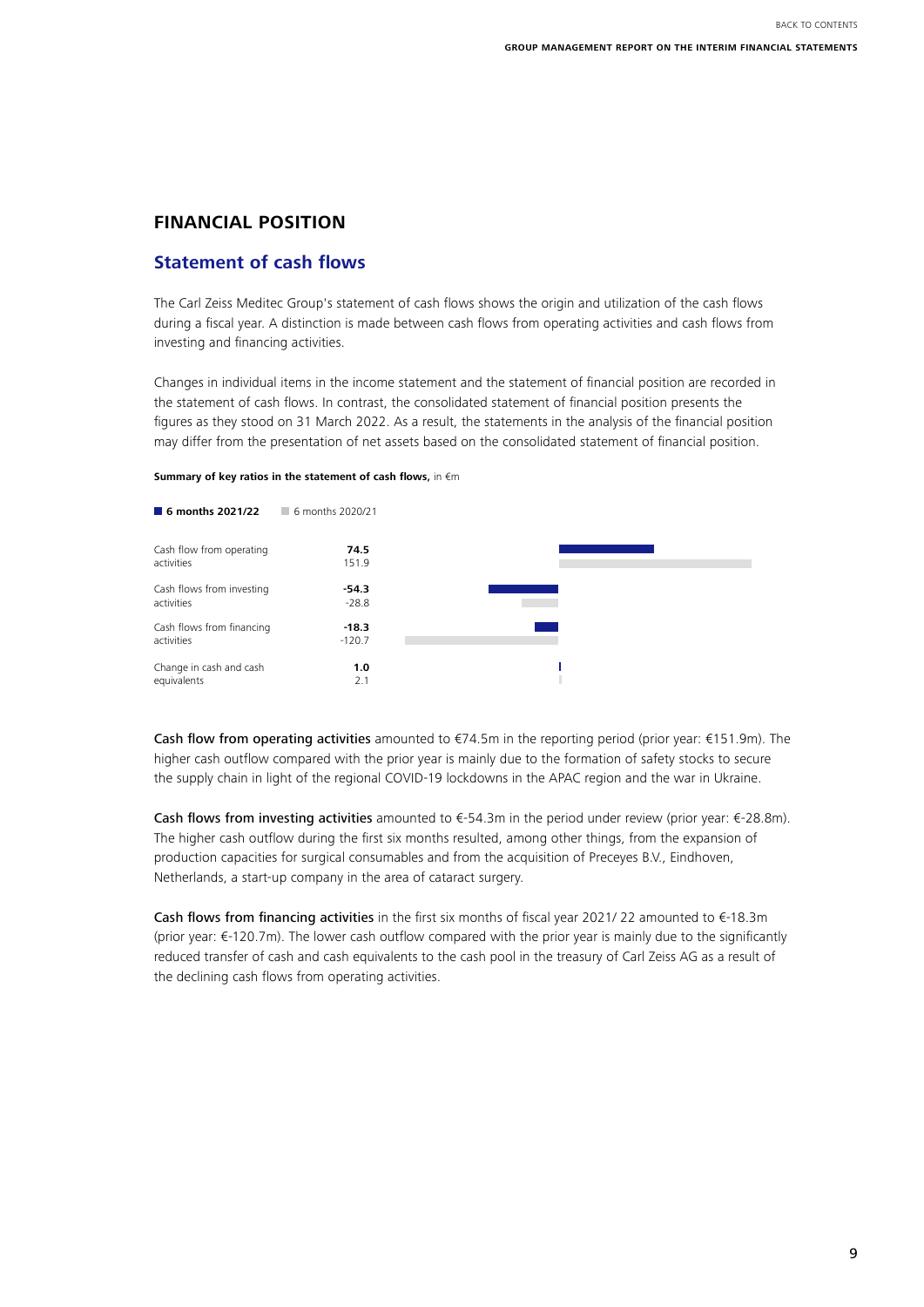## FINANCIAL POSITION

### Statement of cash flows

The Carl Zeiss Meditec Group's statement of cash flows shows the origin and utilization of the cash flows during a fiscal year. A distinction is made between cash flows from operating activities and cash flows from investing and financing activities.

Changes in individual items in the income statement and the statement of financial position are recorded in the statement of cash flows. In contrast, the consolidated statement of financial position presents the figures as they stood on 31 March 2022. As a result, the statements in the analysis of the financial position may differ from the presentation of net assets based on the consolidated statement of financial position.

**Summary of key ratios in the statement of cash flows,** in €m

| | **6 months 2021/22** | 6 months 2020/21 |
|---|---|---|
| Cash flow from operating activities | **74.5** | 151.9 |
| Cash flows from investing activities | **-54.3** | -28.8 |
| Cash flows from financing activities | **-18.3** | -120.7 |
| Change in cash and cash equivalents | **1.0** | 2.1 |

**Cash flow from operating activities** amounted to €74.5m in the reporting period (prior year: €151.9m). The higher cash outflow compared with the prior year is mainly due to the formation of safety stocks to secure the supply chain in light of the regional COVID-19 lockdowns in the APAC region and the war in Ukraine.

**Cash flows from investing activities** amounted to €-54.3m in the period under review (prior year: €-28.8m). The higher cash outflow during the first six months resulted, among other things, from the expansion of production capacities for surgical consumables and from the acquisition of Preceyes B.V., Eindhoven, Netherlands, a start-up company in the area of cataract surgery.

**Cash flows from financing activities** in the first six months of fiscal year 2021/ 22 amounted to €-18.3m (prior year: €-120.7m). The lower cash outflow compared with the prior year is mainly due to the significantly reduced transfer of cash and cash equivalents to the cash pool in the treasury of Carl Zeiss AG as a result of the declining cash flows from operating activities.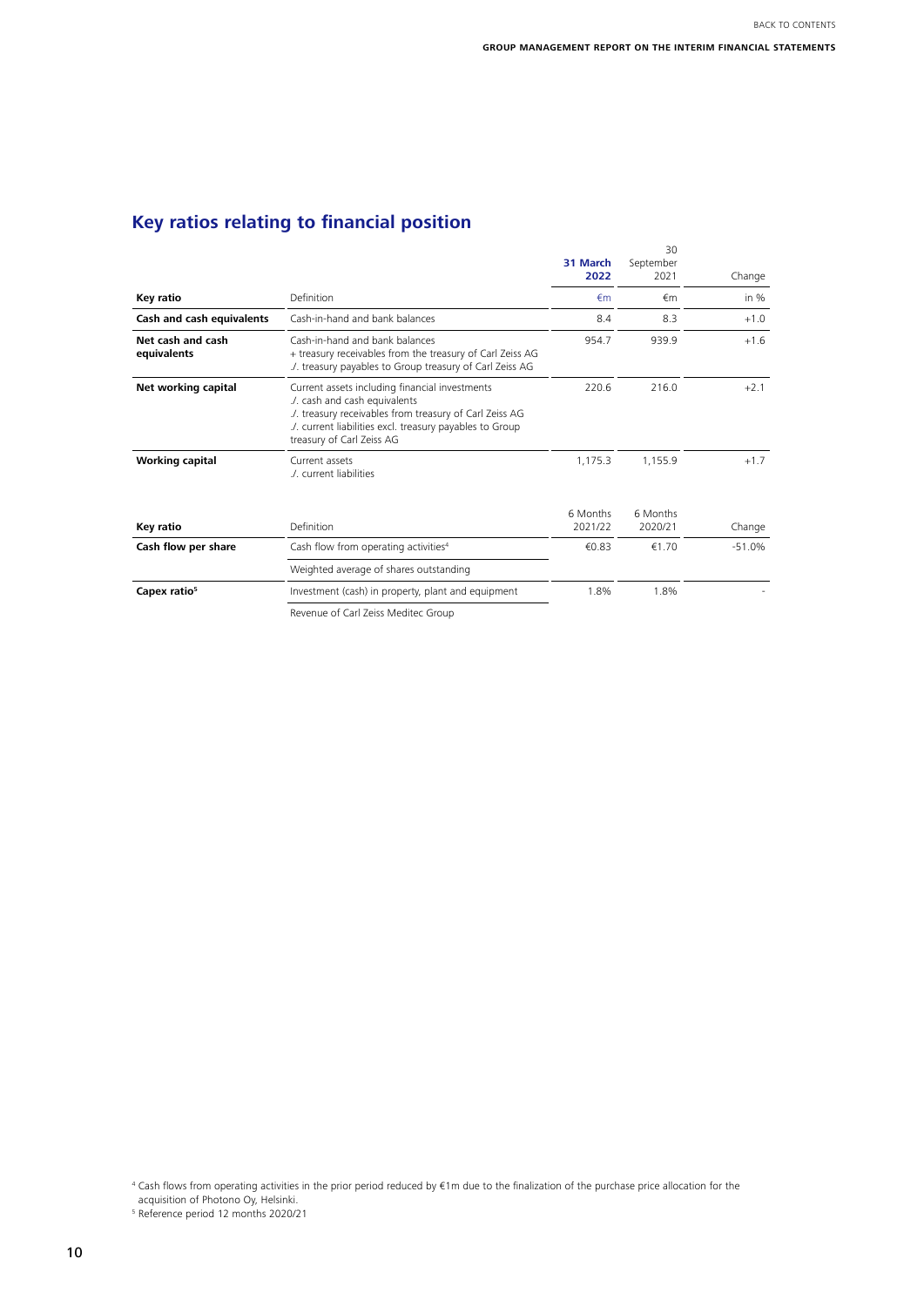## Key ratios relating to financial position

| Key ratio | Definition | 31 March 2022 | 30 September 2021 | Change |
|---|---|---|---|---|
| | | €m | €m | in % |
| **Cash and cash equivalents** | Cash-in-hand and bank balances | 8.4 | 8.3 | +1.0 |
| **Net cash and cash equivalents** | Cash-in-hand and bank balances<br>+ treasury receivables from the treasury of Carl Zeiss AG<br>./. treasury payables to Group treasury of Carl Zeiss AG | 954.7 | 939.9 | +1.6 |
| **Net working capital** | Current assets including financial investments<br>./. cash and cash equivalents<br>./. treasury receivables from treasury of Carl Zeiss AG<br>./. current liabilities excl. treasury payables to Group treasury of Carl Zeiss AG | 220.6 | 216.0 | +2.1 |
| **Working capital** | Current assets<br>./. current liabilities | 1,175.3 | 1,155.9 | +1.7 |

| Key ratio | Definition | 6 Months 2021/22 | 6 Months 2020/21 | Change |
|---|---|---|---|---|
| **Cash flow per share** | Cash flow from operating activities[4] / Weighted average of shares outstanding | €0.83 | €1.70 | -51.0% |
| **Capex ratio[5]** | Investment (cash) in property, plant and equipment / Revenue of Carl Zeiss Meditec Group | 1.8% | 1.8% | - |

[4] Cash flows from operating activities in the prior period reduced by €1m due to the finalization of the purchase price allocation for the acquisition of Photono Oy, Helsinki.

[5] Reference period 12 months 2020/21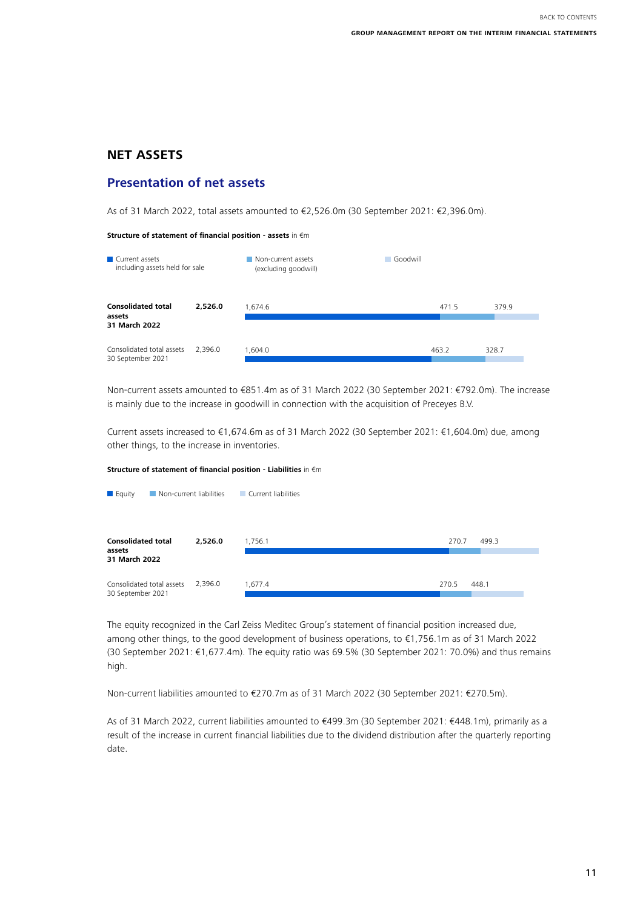## NET ASSETS

### Presentation of net assets

As of 31 March 2022, total assets amounted to €2,526.0m (30 September 2021: €2,396.0m).

**Structure of statement of financial position - assets** in €m

| | Total | Current assets including assets held for sale | Non-current assets (excluding goodwill) | Goodwill |
|---|---|---|---|---|
| **Consolidated total assets 31 March 2022** | **2,526.0** | 1,674.6 | 471.5 | 379.9 |
| Consolidated total assets 30 September 2021 | 2,396.0 | 1,604.0 | 463.2 | 328.7 |

Non-current assets amounted to €851.4m as of 31 March 2022 (30 September 2021: €792.0m). The increase is mainly due to the increase in goodwill in connection with the acquisition of Preceyes B.V.

Current assets increased to €1,674.6m as of 31 March 2022 (30 September 2021: €1,604.0m) due, among other things, to the increase in inventories.

**Structure of statement of financial position - Liabilities** in €m

| | Total | Equity | Non-current liabilities | Current liabilities |
|---|---|---|---|---|
| **Consolidated total assets 31 March 2022** | **2,526.0** | 1,756.1 | 270.7 | 499.3 |
| Consolidated total assets 30 September 2021 | 2,396.0 | 1,677.4 | 270.5 | 448.1 |

The equity recognized in the Carl Zeiss Meditec Group's statement of financial position increased due, among other things, to the good development of business operations, to €1,756.1m as of 31 March 2022 (30 September 2021: €1,677.4m). The equity ratio was 69.5% (30 September 2021: 70.0%) and thus remains high.

Non-current liabilities amounted to €270.7m as of 31 March 2022 (30 September 2021: €270.5m).

As of 31 March 2022, current liabilities amounted to €499.3m (30 September 2021: €448.1m), primarily as a result of the increase in current financial liabilities due to the dividend distribution after the quarterly reporting date.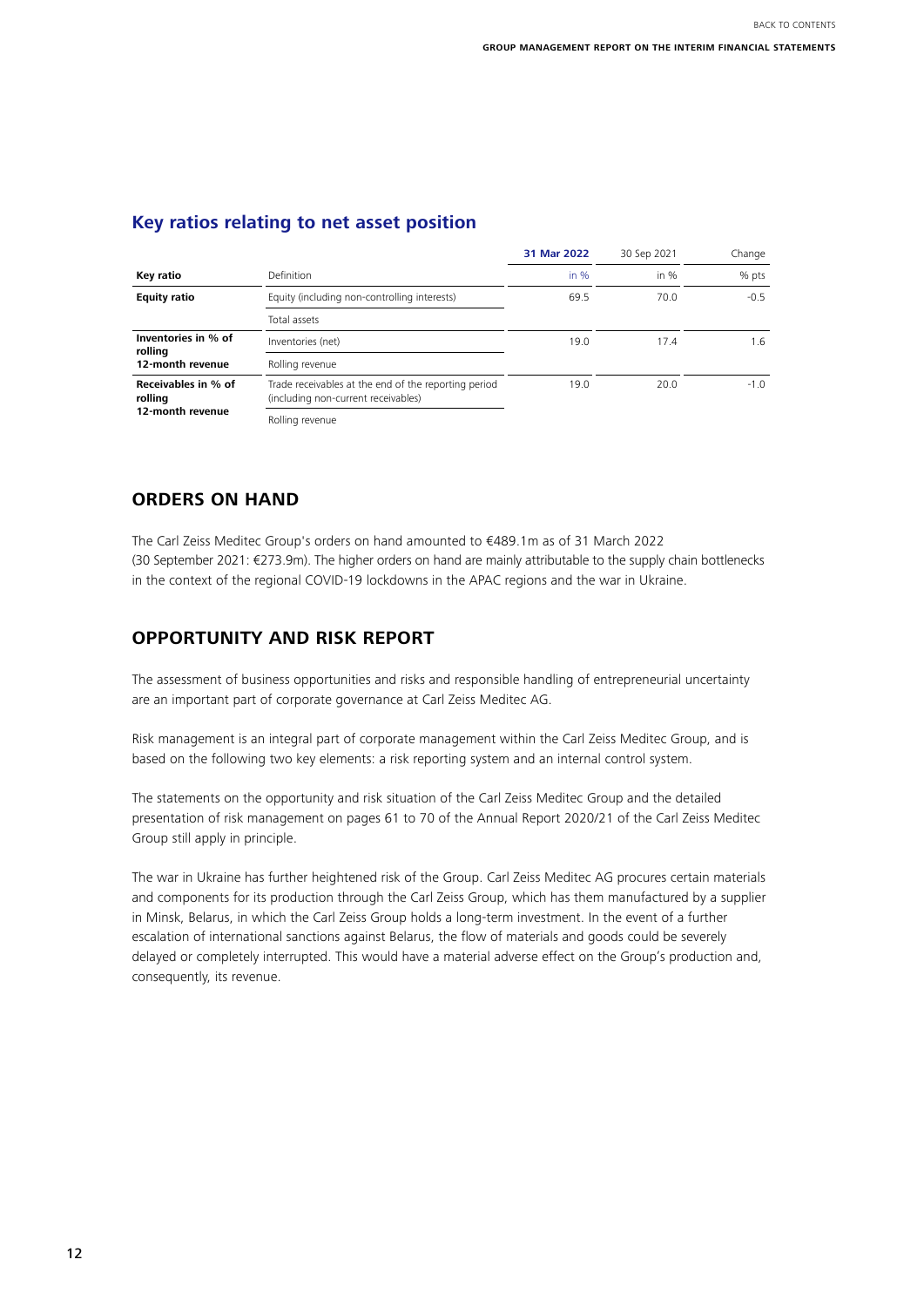## Key ratios relating to net asset position

| Key ratio | Definition | 31 Mar 2022 | 30 Sep 2021 | Change |
|---|---|---|---|---|
| | | in % | in % | % pts |
| **Equity ratio** | Equity (including non-controlling interests) / Total assets | 69.5 | 70.0 | -0.5 |
| **Inventories in % of rolling 12-month revenue** | Inventories (net) / Rolling revenue | 19.0 | 17.4 | 1.6 |
| **Receivables in % of rolling 12-month revenue** | Trade receivables at the end of the reporting period (including non-current receivables) / Rolling revenue | 19.0 | 20.0 | -1.0 |

## ORDERS ON HAND

The Carl Zeiss Meditec Group's orders on hand amounted to €489.1m as of 31 March 2022 (30 September 2021: €273.9m). The higher orders on hand are mainly attributable to the supply chain bottlenecks in the context of the regional COVID-19 lockdowns in the APAC regions and the war in Ukraine.

## OPPORTUNITY AND RISK REPORT

The assessment of business opportunities and risks and responsible handling of entrepreneurial uncertainty are an important part of corporate governance at Carl Zeiss Meditec AG.

Risk management is an integral part of corporate management within the Carl Zeiss Meditec Group, and is based on the following two key elements: a risk reporting system and an internal control system.

The statements on the opportunity and risk situation of the Carl Zeiss Meditec Group and the detailed presentation of risk management on pages 61 to 70 of the Annual Report 2020/21 of the Carl Zeiss Meditec Group still apply in principle.

The war in Ukraine has further heightened risk of the Group. Carl Zeiss Meditec AG procures certain materials and components for its production through the Carl Zeiss Group, which has them manufactured by a supplier in Minsk, Belarus, in which the Carl Zeiss Group holds a long-term investment. In the event of a further escalation of international sanctions against Belarus, the flow of materials and goods could be severely delayed or completely interrupted. This would have a material adverse effect on the Group's production and, consequently, its revenue.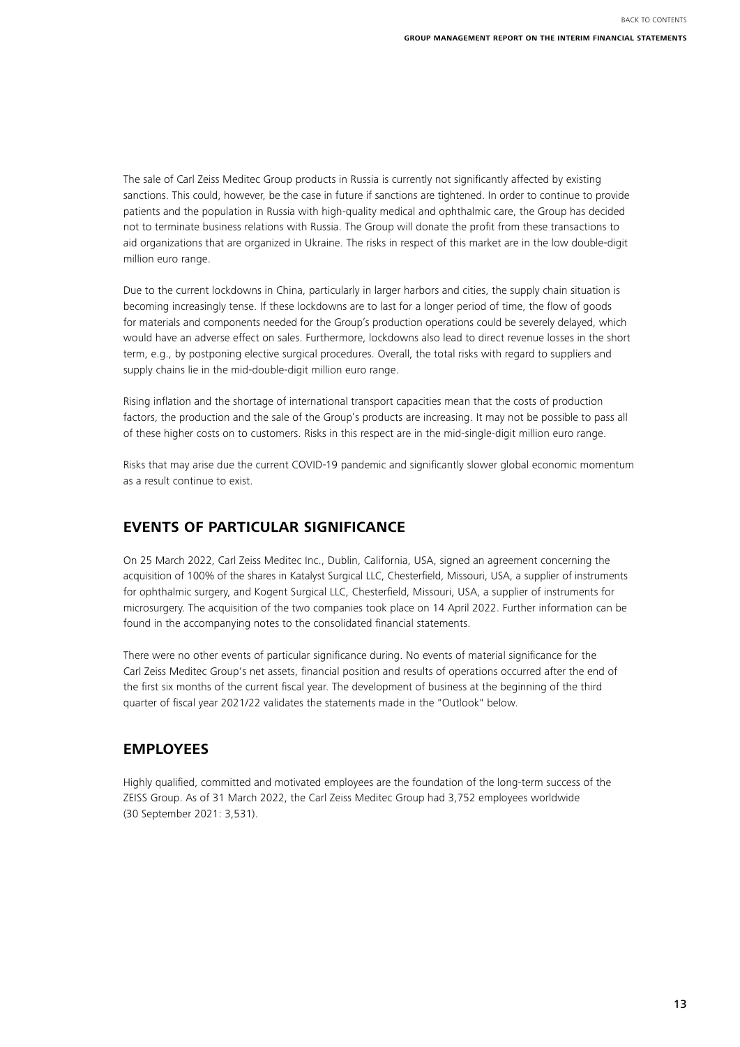The sale of Carl Zeiss Meditec Group products in Russia is currently not significantly affected by existing sanctions. This could, however, be the case in future if sanctions are tightened. In order to continue to provide patients and the population in Russia with high-quality medical and ophthalmic care, the Group has decided not to terminate business relations with Russia. The Group will donate the profit from these transactions to aid organizations that are organized in Ukraine. The risks in respect of this market are in the low double-digit million euro range.

Due to the current lockdowns in China, particularly in larger harbors and cities, the supply chain situation is becoming increasingly tense. If these lockdowns are to last for a longer period of time, the flow of goods for materials and components needed for the Group's production operations could be severely delayed, which would have an adverse effect on sales. Furthermore, lockdowns also lead to direct revenue losses in the short term, e.g., by postponing elective surgical procedures. Overall, the total risks with regard to suppliers and supply chains lie in the mid-double-digit million euro range.

Rising inflation and the shortage of international transport capacities mean that the costs of production factors, the production and the sale of the Group's products are increasing. It may not be possible to pass all of these higher costs on to customers. Risks in this respect are in the mid-single-digit million euro range.

Risks that may arise due the current COVID-19 pandemic and significantly slower global economic momentum as a result continue to exist.

## EVENTS OF PARTICULAR SIGNIFICANCE

On 25 March 2022, Carl Zeiss Meditec Inc., Dublin, California, USA, signed an agreement concerning the acquisition of 100% of the shares in Katalyst Surgical LLC, Chesterfield, Missouri, USA, a supplier of instruments for ophthalmic surgery, and Kogent Surgical LLC, Chesterfield, Missouri, USA, a supplier of instruments for microsurgery. The acquisition of the two companies took place on 14 April 2022. Further information can be found in the accompanying notes to the consolidated financial statements.

There were no other events of particular significance during. No events of material significance for the Carl Zeiss Meditec Group's net assets, financial position and results of operations occurred after the end of the first six months of the current fiscal year. The development of business at the beginning of the third quarter of fiscal year 2021/22 validates the statements made in the "Outlook" below.

## EMPLOYEES

Highly qualified, committed and motivated employees are the foundation of the long-term success of the ZEISS Group. As of 31 March 2022, the Carl Zeiss Meditec Group had 3,752 employees worldwide (30 September 2021: 3,531).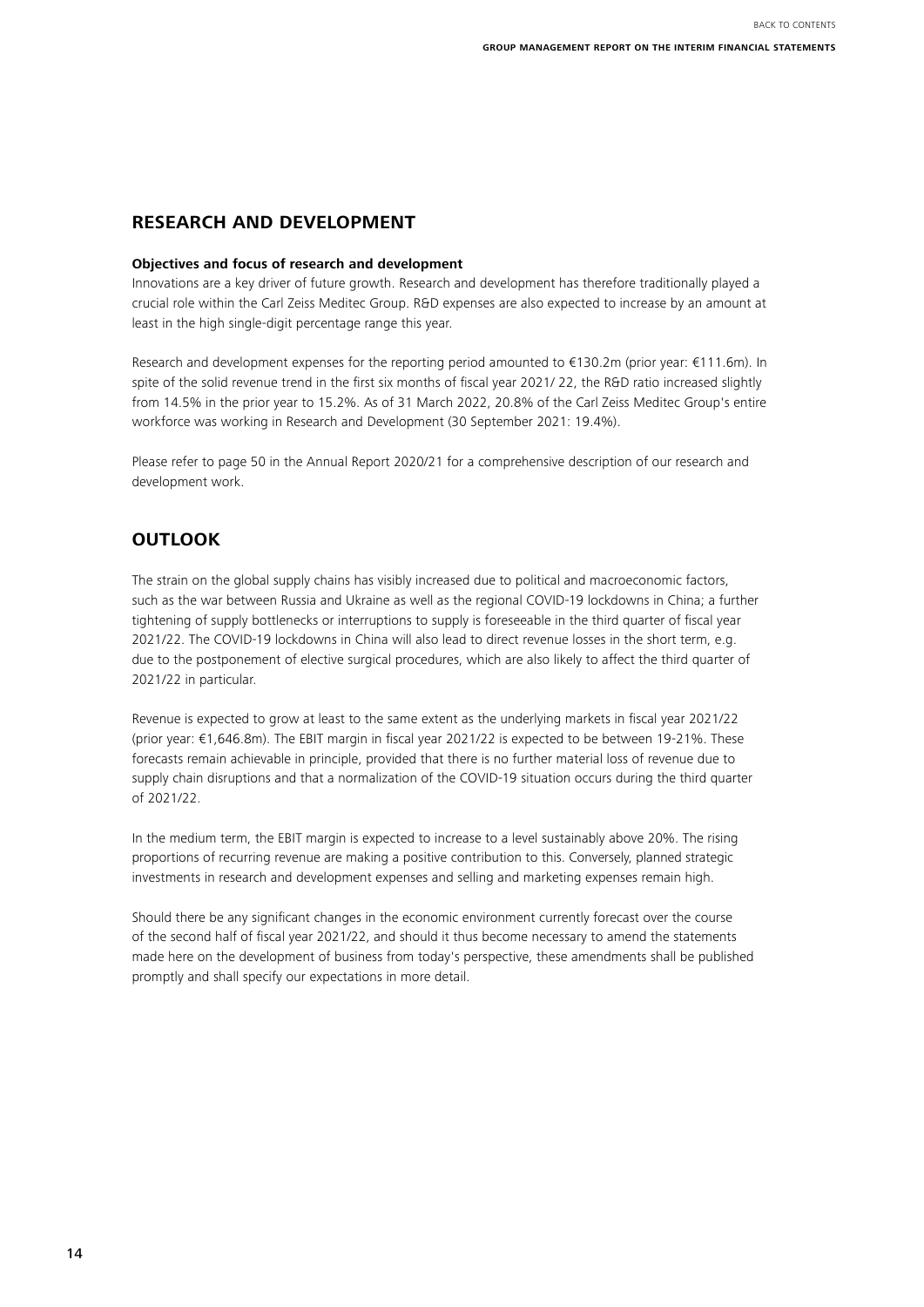## RESEARCH AND DEVELOPMENT

**Objectives and focus of research and development**

Innovations are a key driver of future growth. Research and development has therefore traditionally played a crucial role within the Carl Zeiss Meditec Group. R&D expenses are also expected to increase by an amount at least in the high single-digit percentage range this year.

Research and development expenses for the reporting period amounted to €130.2m (prior year: €111.6m). In spite of the solid revenue trend in the first six months of fiscal year 2021/ 22, the R&D ratio increased slightly from 14.5% in the prior year to 15.2%. As of 31 March 2022, 20.8% of the Carl Zeiss Meditec Group's entire workforce was working in Research and Development (30 September 2021: 19.4%).

Please refer to page 50 in the Annual Report 2020/21 for a comprehensive description of our research and development work.

## OUTLOOK

The strain on the global supply chains has visibly increased due to political and macroeconomic factors, such as the war between Russia and Ukraine as well as the regional COVID-19 lockdowns in China; a further tightening of supply bottlenecks or interruptions to supply is foreseeable in the third quarter of fiscal year 2021/22. The COVID-19 lockdowns in China will also lead to direct revenue losses in the short term, e.g. due to the postponement of elective surgical procedures, which are also likely to affect the third quarter of 2021/22 in particular.

Revenue is expected to grow at least to the same extent as the underlying markets in fiscal year 2021/22 (prior year: €1,646.8m). The EBIT margin in fiscal year 2021/22 is expected to be between 19-21%. These forecasts remain achievable in principle, provided that there is no further material loss of revenue due to supply chain disruptions and that a normalization of the COVID-19 situation occurs during the third quarter of 2021/22.

In the medium term, the EBIT margin is expected to increase to a level sustainably above 20%. The rising proportions of recurring revenue are making a positive contribution to this. Conversely, planned strategic investments in research and development expenses and selling and marketing expenses remain high.

Should there be any significant changes in the economic environment currently forecast over the course of the second half of fiscal year 2021/22, and should it thus become necessary to amend the statements made here on the development of business from today's perspective, these amendments shall be published promptly and shall specify our expectations in more detail.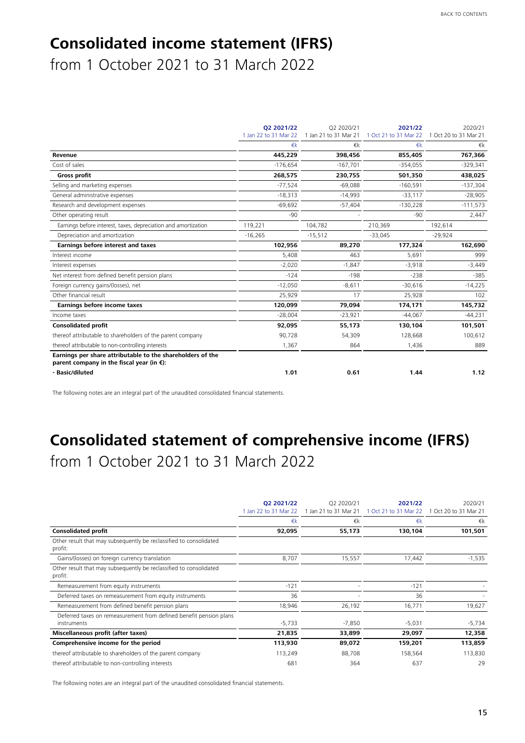# Consolidated income statement (IFRS)

from 1 October 2021 to 31 March 2022

| | Q2 2021/22 1 Jan 22 to 31 Mar 22 | Q2 2020/21 1 Jan 21 to 31 Mar 21 | 2021/22 1 Oct 21 to 31 Mar 22 | 2020/21 1 Oct 20 to 31 Mar 21 |
|---|---|---|---|---|
| | €k | €k | €k | €k |
| **Revenue** | **445,229** | **398,456** | **855,405** | **767,366** |
| Cost of sales | -176,654 | -167,701 | -354,055 | -329,341 |
| **Gross profit** | **268,575** | **230,755** | **501,350** | **438,025** |
| Selling and marketing expenses | -77,524 | -69,088 | -160,591 | -137,304 |
| General administrative expenses | -18,313 | -14,993 | -33,117 | -28,905 |
| Research and development expenses | -69,692 | -57,404 | -130,228 | -111,573 |
| Other operating result | -90 | - | -90 | 2,447 |
| Earnings before interest, taxes, depreciation and amortization | 119,221 | 104,782 | 210,369 | 192,614 |
| Depreciation and amortization | -16,265 | -15,512 | -33,045 | -29,924 |
| **Earnings before interest and taxes** | **102,956** | **89,270** | **177,324** | **162,690** |
| Interest income | 5,408 | 463 | 5,691 | 999 |
| Interest expenses | -2,020 | -1,847 | -3,918 | -3,449 |
| Net interest from defined benefit pension plans | -124 | -198 | -238 | -385 |
| Foreign currency gains/(losses), net | -12,050 | -8,611 | -30,616 | -14,225 |
| Other financial result | 25,929 | 17 | 25,928 | 102 |
| **Earnings before income taxes** | **120,099** | **79,094** | **174,171** | **145,732** |
| Income taxes | -28,004 | -23,921 | -44,067 | -44,231 |
| **Consolidated profit** | **92,095** | **55,173** | **130,104** | **101,501** |
| thereof attributable to shareholders of the parent company | 90,728 | 54,309 | 128,668 | 100,612 |
| thereof attributable to non-controlling interests | 1,367 | 864 | 1,436 | 889 |
| **Earnings per share attributable to the shareholders of the parent company in the fiscal year (in €):** | | | | |
| **- Basic/diluted** | **1.01** | **0.61** | **1.44** | **1.12** |

The following notes are an integral part of the unaudited consolidated financial statements.

# Consolidated statement of comprehensive income (IFRS)

from 1 October 2021 to 31 March 2022

| | Q2 2021/22 1 Jan 22 to 31 Mar 22 | Q2 2020/21 1 Jan 21 to 31 Mar 21 | 2021/22 1 Oct 21 to 31 Mar 22 | 2020/21 1 Oct 20 to 31 Mar 21 |
|---|---|---|---|---|
| | €k | €k | €k | €k |
| **Consolidated profit** | **92,095** | **55,173** | **130,104** | **101,501** |
| Other result that may subsequently be reclassified to consolidated profit: | | | | |
| Gains/(losses) on foreign currency translation | 8,707 | 15,557 | 17,442 | -1,535 |
| Other result that may subsequently be reclassified to consolidated profit: | | | | |
| Remeasurement from equity instruments | -121 | - | -121 | - |
| Deferred taxes on remeasurement from equity instruments | 36 | - | 36 | - |
| Remeasurement from defined benefit pension plans | 18,946 | 26,192 | 16,771 | 19,627 |
| Deferred taxes on remeasurement from defined benefit pension plans instruments | -5,733 | -7,850 | -5,031 | -5,734 |
| **Miscellaneous profit (after taxes)** | **21,835** | **33,899** | **29,097** | **12,358** |
| **Comprehensive income for the period** | **113,930** | **89,072** | **159,201** | **113,859** |
| thereof attributable to shareholders of the parent company | 113,249 | 88,708 | 158,564 | 113,830 |
| thereof attributable to non-controlling interests | 681 | 364 | 637 | 29 |

The following notes are an integral part of the unaudited consolidated financial statements.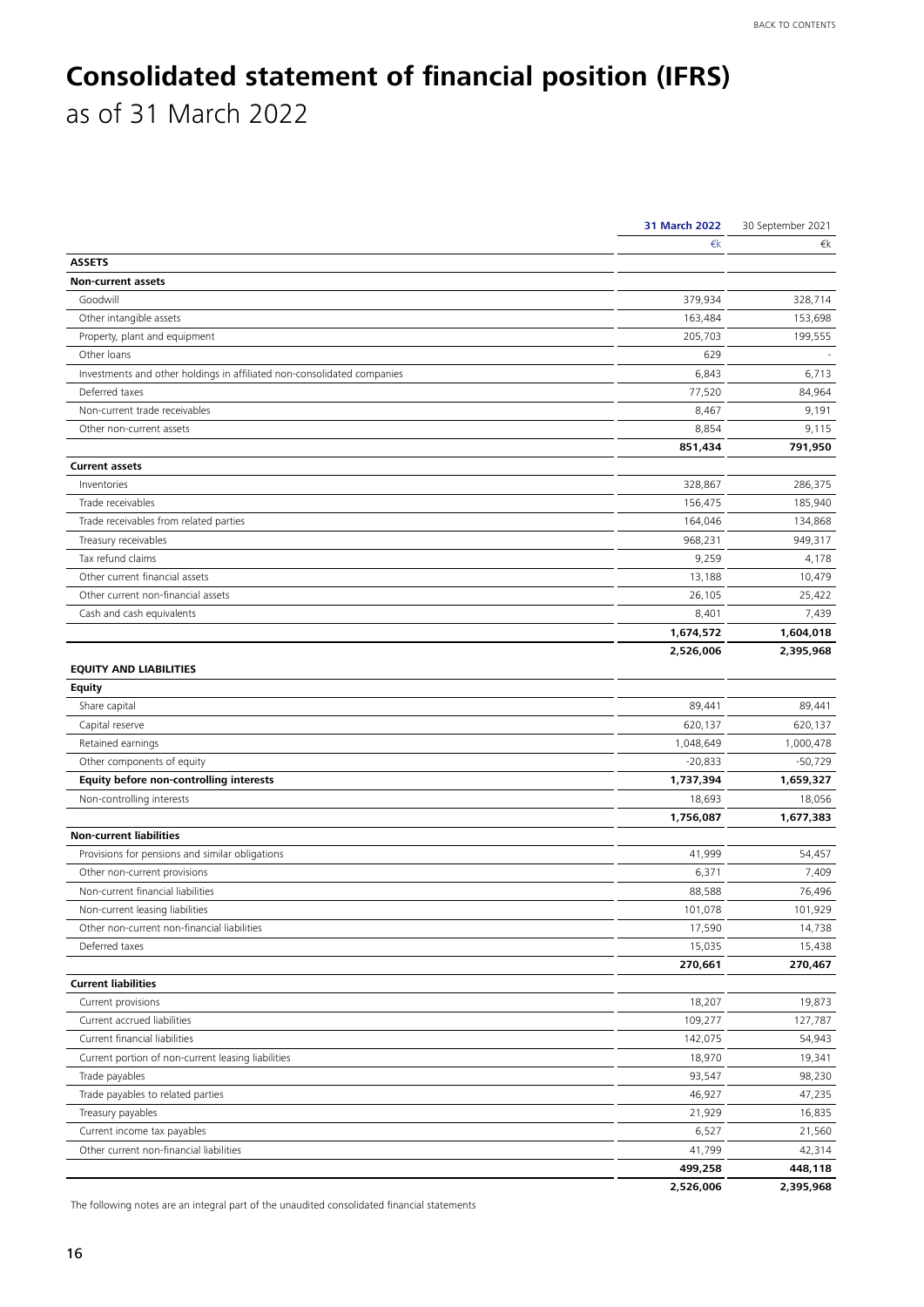# Consolidated statement of financial position (IFRS)

as of 31 March 2022

| | 31 March 2022 | 30 September 2021 |
|---|---|---|
| | €k | €k |
| **ASSETS** | | |
| **Non-current assets** | | |
| Goodwill | 379,934 | 328,714 |
| Other intangible assets | 163,484 | 153,698 |
| Property, plant and equipment | 205,703 | 199,555 |
| Other loans | 629 | - |
| Investments and other holdings in affiliated non-consolidated companies | 6,843 | 6,713 |
| Deferred taxes | 77,520 | 84,964 |
| Non-current trade receivables | 8,467 | 9,191 |
| Other non-current assets | 8,854 | 9,115 |
| | **851,434** | **791,950** |
| **Current assets** | | |
| Inventories | 328,867 | 286,375 |
| Trade receivables | 156,475 | 185,940 |
| Trade receivables from related parties | 164,046 | 134,868 |
| Treasury receivables | 968,231 | 949,317 |
| Tax refund claims | 9,259 | 4,178 |
| Other current financial assets | 13,188 | 10,479 |
| Other current non-financial assets | 26,105 | 25,422 |
| Cash and cash equivalents | 8,401 | 7,439 |
| | **1,674,572** | **1,604,018** |
| | **2,526,006** | **2,395,968** |
| **EQUITY AND LIABILITIES** | | |
| **Equity** | | |
| Share capital | 89,441 | 89,441 |
| Capital reserve | 620,137 | 620,137 |
| Retained earnings | 1,048,649 | 1,000,478 |
| Other components of equity | -20,833 | -50,729 |
| **Equity before non-controlling interests** | **1,737,394** | **1,659,327** |
| Non-controlling interests | 18,693 | 18,056 |
| | **1,756,087** | **1,677,383** |
| **Non-current liabilities** | | |
| Provisions for pensions and similar obligations | 41,999 | 54,457 |
| Other non-current provisions | 6,371 | 7,409 |
| Non-current financial liabilities | 88,588 | 76,496 |
| Non-current leasing liabilities | 101,078 | 101,929 |
| Other non-current non-financial liabilities | 17,590 | 14,738 |
| Deferred taxes | 15,035 | 15,438 |
| | **270,661** | **270,467** |
| **Current liabilities** | | |
| Current provisions | 18,207 | 19,873 |
| Current accrued liabilities | 109,277 | 127,787 |
| Current financial liabilities | 142,075 | 54,943 |
| Current portion of non-current leasing liabilities | 18,970 | 19,341 |
| Trade payables | 93,547 | 98,230 |
| Trade payables to related parties | 46,927 | 47,235 |
| Treasury payables | 21,929 | 16,835 |
| Current income tax payables | 6,527 | 21,560 |
| Other current non-financial liabilities | 41,799 | 42,314 |
| | **499,258** | **448,118** |
| | **2,526,006** | **2,395,968** |

The following notes are an integral part of the unaudited consolidated financial statements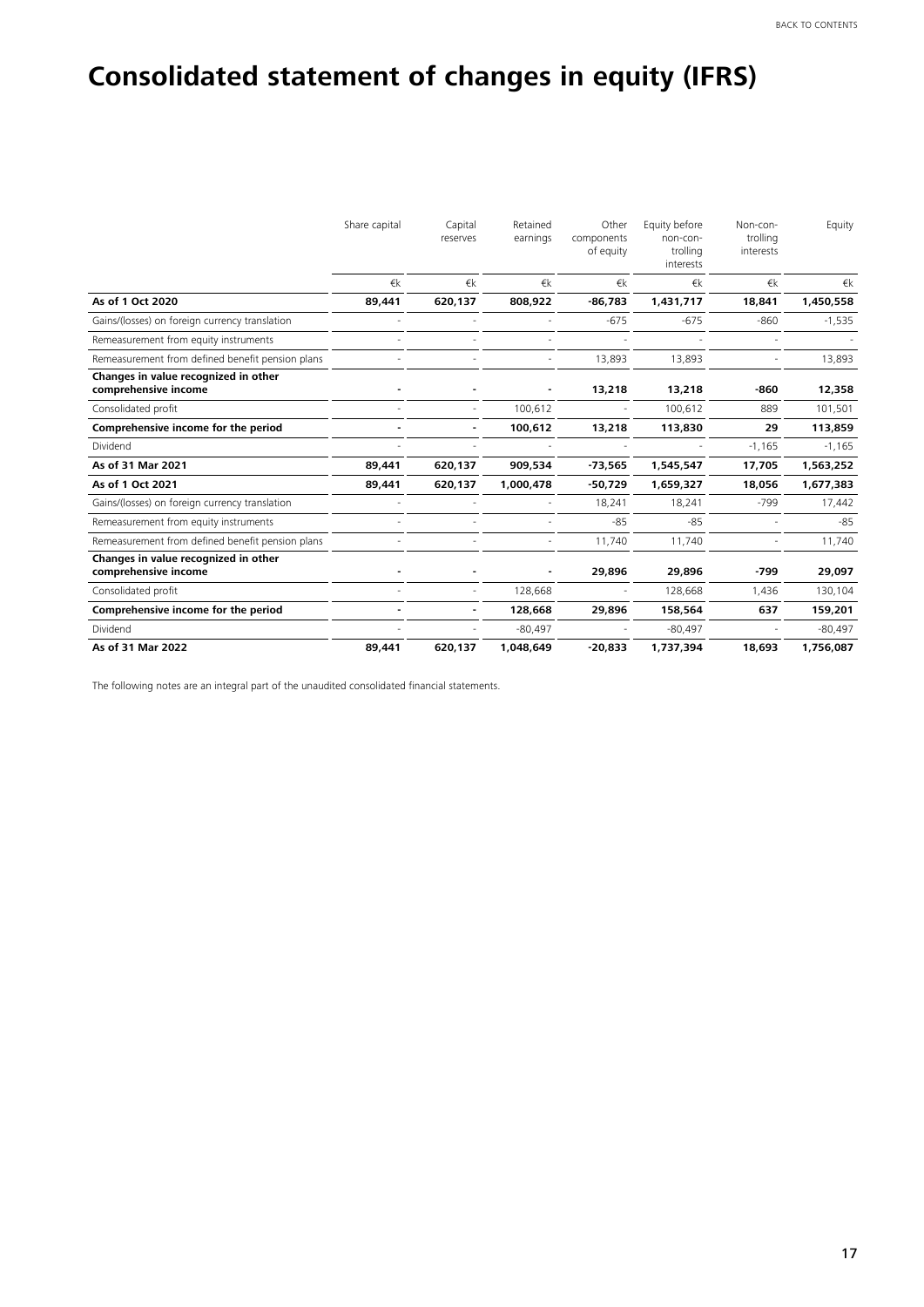# Consolidated statement of changes in equity (IFRS)

| | Share capital | Capital reserves | Retained earnings | Other components of equity | Equity before non-controlling interests | Non-controlling interests | Equity |
|---|---|---|---|---|---|---|---|
| | €k | €k | €k | €k | €k | €k | €k |
| **As of 1 Oct 2020** | **89,441** | **620,137** | **808,922** | **-86,783** | **1,431,717** | **18,841** | **1,450,558** |
| Gains/(losses) on foreign currency translation | - | - | - | -675 | -675 | -860 | -1,535 |
| Remeasurement from equity instruments | - | - | - | - | - | - | - |
| Remeasurement from defined benefit pension plans | - | - | - | 13,893 | 13,893 | - | 13,893 |
| **Changes in value recognized in other comprehensive income** | **-** | **-** | **-** | **13,218** | **13,218** | **-860** | **12,358** |
| Consolidated profit | - | - | 100,612 | - | 100,612 | 889 | 101,501 |
| **Comprehensive income for the period** | **-** | **-** | **100,612** | **13,218** | **113,830** | **29** | **113,859** |
| Dividend | - | - | - | - | - | -1,165 | -1,165 |
| **As of 31 Mar 2021** | **89,441** | **620,137** | **909,534** | **-73,565** | **1,545,547** | **17,705** | **1,563,252** |
| **As of 1 Oct 2021** | **89,441** | **620,137** | **1,000,478** | **-50,729** | **1,659,327** | **18,056** | **1,677,383** |
| Gains/(losses) on foreign currency translation | - | - | - | 18,241 | 18,241 | -799 | 17,442 |
| Remeasurement from equity instruments | - | - | - | -85 | -85 | - | -85 |
| Remeasurement from defined benefit pension plans | - | - | - | 11,740 | 11,740 | - | 11,740 |
| **Changes in value recognized in other comprehensive income** | **-** | **-** | **-** | **29,896** | **29,896** | **-799** | **29,097** |
| Consolidated profit | - | - | 128,668 | - | 128,668 | 1,436 | 130,104 |
| **Comprehensive income for the period** | **-** | **-** | **128,668** | **29,896** | **158,564** | **637** | **159,201** |
| Dividend | - | - | -80,497 | - | -80,497 | - | -80,497 |
| **As of 31 Mar 2022** | **89,441** | **620,137** | **1,048,649** | **-20,833** | **1,737,394** | **18,693** | **1,756,087** |

The following notes are an integral part of the unaudited consolidated financial statements.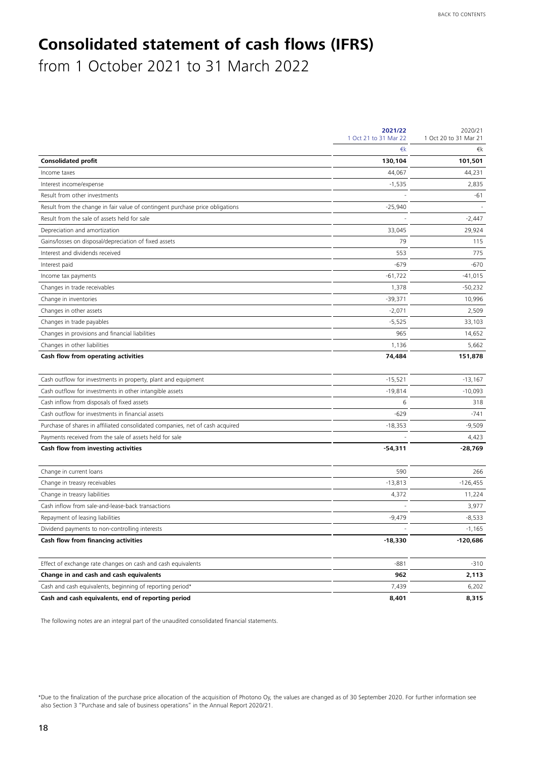# Consolidated statement of cash flows (IFRS)

from 1 October 2021 to 31 March 2022

| | 2021/22<br>1 Oct 21 to 31 Mar 22 | 2020/21<br>1 Oct 20 to 31 Mar 21 |
|---|---|---|
| | €k | €k |
| **Consolidated profit** | **130,104** | **101,501** |
| Income taxes | 44,067 | 44,231 |
| Interest income/expense | -1,535 | 2,835 |
| Result from other investments | - | -61 |
| Result from the change in fair value of contingent purchase price obligations | -25,940 | - |
| Result from the sale of assets held for sale | - | -2,447 |
| Depreciation and amortization | 33,045 | 29,924 |
| Gains/losses on disposal/depreciation of fixed assets | 79 | 115 |
| Interest and dividends received | 553 | 775 |
| Interest paid | -679 | -670 |
| Income tax payments | -61,722 | -41,015 |
| Changes in trade receivables | 1,378 | -50,232 |
| Change in inventories | -39,371 | 10,996 |
| Changes in other assets | -2,071 | 2,509 |
| Changes in trade payables | -5,525 | 33,103 |
| Changes in provisions and financial liabilities | 965 | 14,652 |
| Changes in other liabilities | 1,136 | 5,662 |
| **Cash flow from operating activities** | **74,484** | **151,878** |
| Cash outflow for investments in property, plant and equipment | -15,521 | -13,167 |
| Cash outflow for investments in other intangible assets | -19,814 | -10,093 |
| Cash inflow from disposals of fixed assets | 6 | 318 |
| Cash outflow for investments in financial assets | -629 | -741 |
| Purchase of shares in affiliated consolidated companies, net of cash acquired | -18,353 | -9,509 |
| Payments received from the sale of assets held for sale | - | 4,423 |
| **Cash flow from investing activities** | **-54,311** | **-28,769** |
| Change in current loans | 590 | 266 |
| Change in treasry receivables | -13,813 | -126,455 |
| Change in treasry liabilities | 4,372 | 11,224 |
| Cash inflow from sale-and-lease-back transactions | - | 3,977 |
| Repayment of leasing liabilities | -9,479 | -8,533 |
| Dividend payments to non-controlling interests | - | -1,165 |
| **Cash flow from financing activities** | **-18,330** | **-120,686** |
| Effect of exchange rate changes on cash and cash equivalents | -881 | -310 |
| **Change in and cash and cash equivalents** | **962** | **2,113** |
| Cash and cash equivalents, beginning of reporting period* | 7,439 | 6,202 |
| **Cash and cash equivalents, end of reporting period** | **8,401** | **8,315** |

The following notes are an integral part of the unaudited consolidated financial statements.

*Due to the finalization of the purchase price allocation of the acquisition of Photono Oy, the values are changed as of 30 September 2020. For further information see also Section 3 "Purchase and sale of business operations" in the Annual Report 2020/21.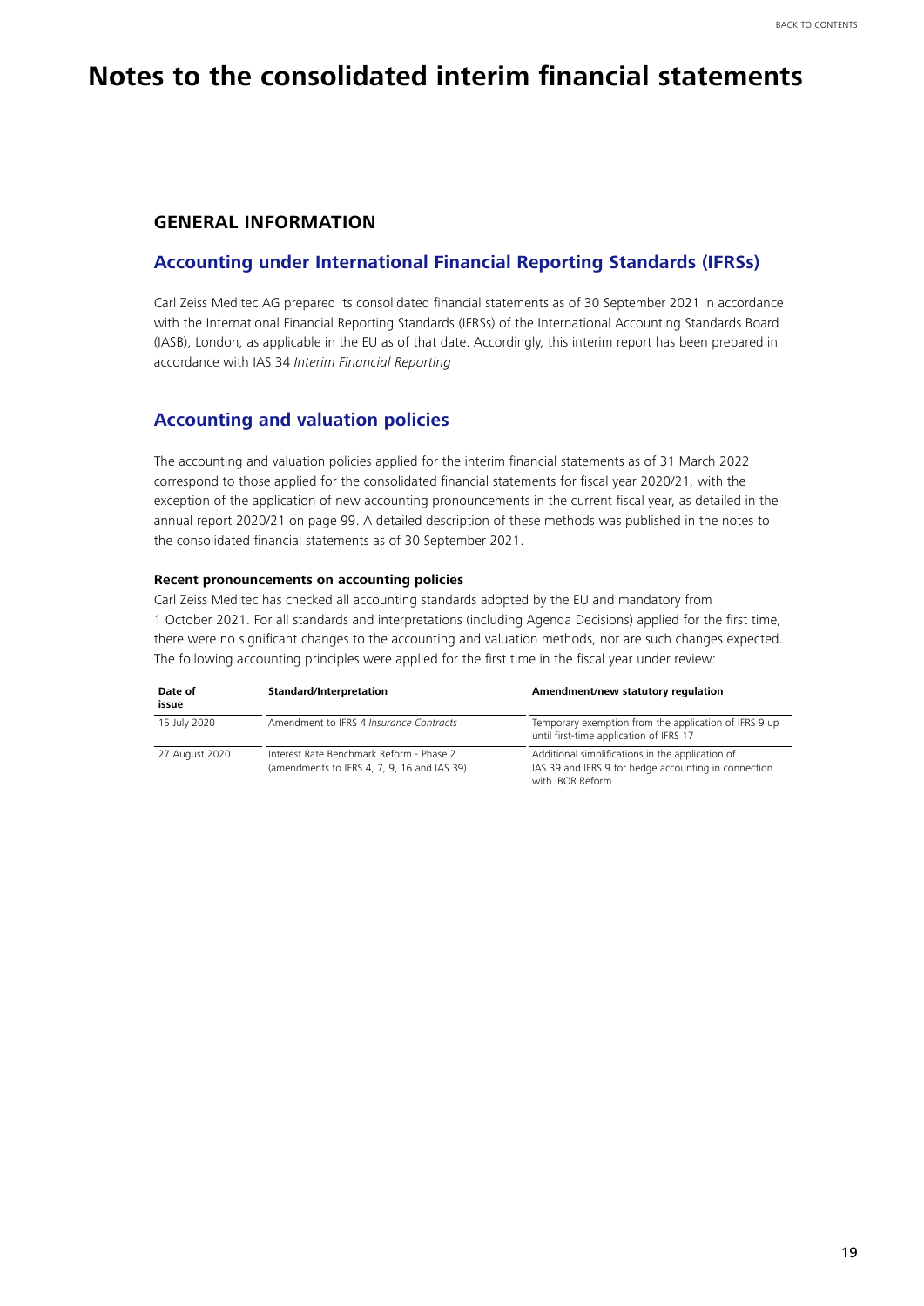# Notes to the consolidated interim financial statements

## GENERAL INFORMATION

### Accounting under International Financial Reporting Standards (IFRSs)

Carl Zeiss Meditec AG prepared its consolidated financial statements as of 30 September 2021 in accordance with the International Financial Reporting Standards (IFRSs) of the International Accounting Standards Board (IASB), London, as applicable in the EU as of that date. Accordingly, this interim report has been prepared in accordance with IAS 34 *Interim Financial Reporting*

### Accounting and valuation policies

The accounting and valuation policies applied for the interim financial statements as of 31 March 2022 correspond to those applied for the consolidated financial statements for fiscal year 2020/21, with the exception of the application of new accounting pronouncements in the current fiscal year, as detailed in the annual report 2020/21 on page 99. A detailed description of these methods was published in the notes to the consolidated financial statements as of 30 September 2021.

**Recent pronouncements on accounting policies**

Carl Zeiss Meditec has checked all accounting standards adopted by the EU and mandatory from 1 October 2021. For all standards and interpretations (including Agenda Decisions) applied for the first time, there were no significant changes to the accounting and valuation methods, nor are such changes expected. The following accounting principles were applied for the first time in the fiscal year under review:

| Date of issue | Standard/Interpretation | Amendment/new statutory regulation |
|---|---|---|
| 15 July 2020 | Amendment to IFRS 4 *Insurance Contracts* | Temporary exemption from the application of IFRS 9 up until first-time application of IFRS 17 |
| 27 August 2020 | Interest Rate Benchmark Reform - Phase 2 (amendments to IFRS 4, 7, 9, 16 and IAS 39) | Additional simplifications in the application of IAS 39 and IFRS 9 for hedge accounting in connection with IBOR Reform |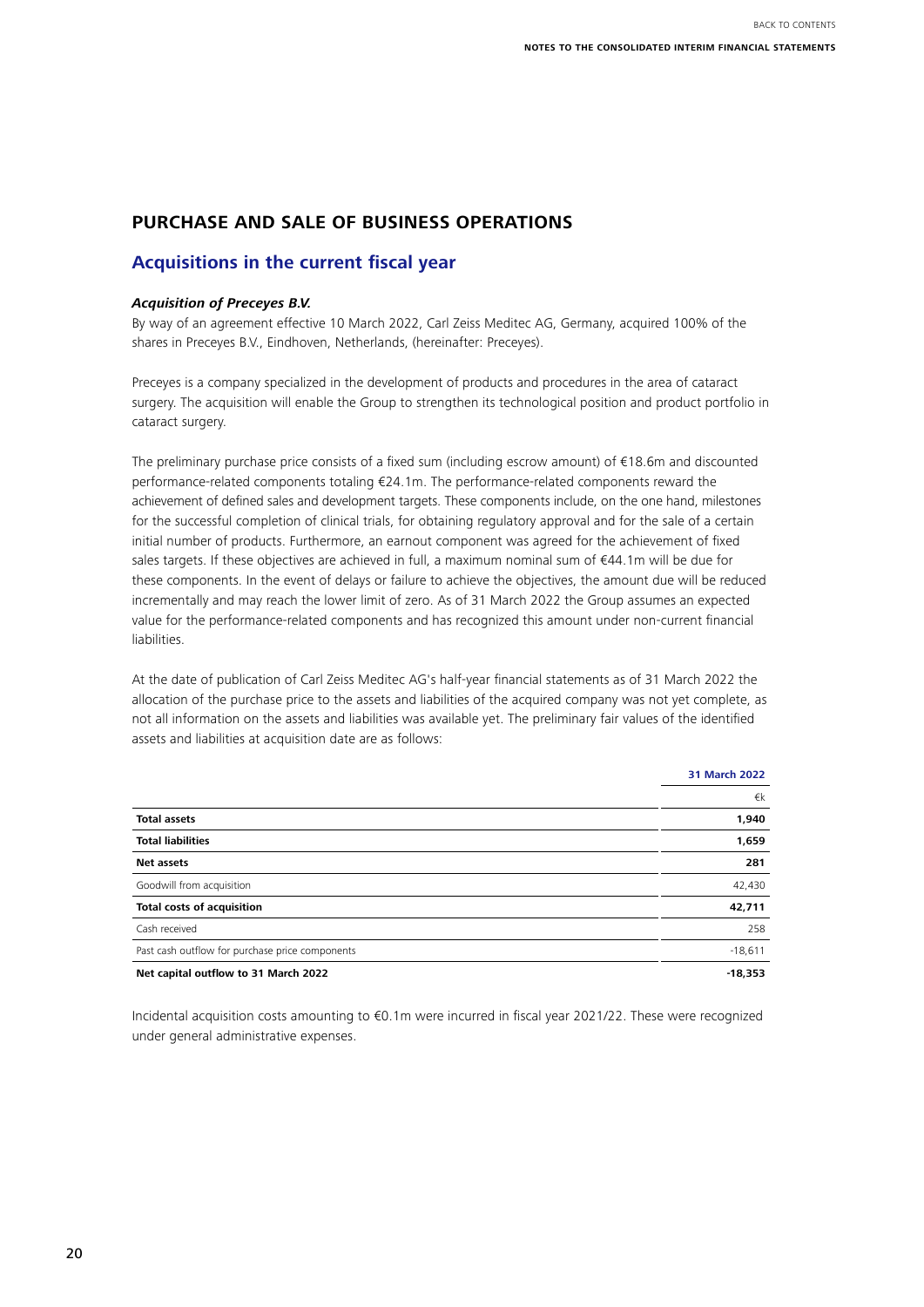## PURCHASE AND SALE OF BUSINESS OPERATIONS

### Acquisitions in the current fiscal year

***Acquisition of Preceyes B.V.***

By way of an agreement effective 10 March 2022, Carl Zeiss Meditec AG, Germany, acquired 100% of the shares in Preceyes B.V., Eindhoven, Netherlands, (hereinafter: Preceyes).

Preceyes is a company specialized in the development of products and procedures in the area of cataract surgery. The acquisition will enable the Group to strengthen its technological position and product portfolio in cataract surgery.

The preliminary purchase price consists of a fixed sum (including escrow amount) of €18.6m and discounted performance-related components totaling €24.1m. The performance-related components reward the achievement of defined sales and development targets. These components include, on the one hand, milestones for the successful completion of clinical trials, for obtaining regulatory approval and for the sale of a certain initial number of products. Furthermore, an earnout component was agreed for the achievement of fixed sales targets. If these objectives are achieved in full, a maximum nominal sum of €44.1m will be due for these components. In the event of delays or failure to achieve the objectives, the amount due will be reduced incrementally and may reach the lower limit of zero. As of 31 March 2022 the Group assumes an expected value for the performance-related components and has recognized this amount under non-current financial liabilities.

At the date of publication of Carl Zeiss Meditec AG's half-year financial statements as of 31 March 2022 the allocation of the purchase price to the assets and liabilities of the acquired company was not yet complete, as not all information on the assets and liabilities was available yet. The preliminary fair values of the identified assets and liabilities at acquisition date are as follows:

| | 31 March 2022 |
|---|---|
| | €k |
| **Total assets** | **1,940** |
| **Total liabilities** | **1,659** |
| **Net assets** | **281** |
| Goodwill from acquisition | 42,430 |
| **Total costs of acquisition** | **42,711** |
| Cash received | 258 |
| Past cash outflow for purchase price components | -18,611 |
| **Net capital outflow to 31 March 2022** | **-18,353** |

Incidental acquisition costs amounting to €0.1m were incurred in fiscal year 2021/22. These were recognized under general administrative expenses.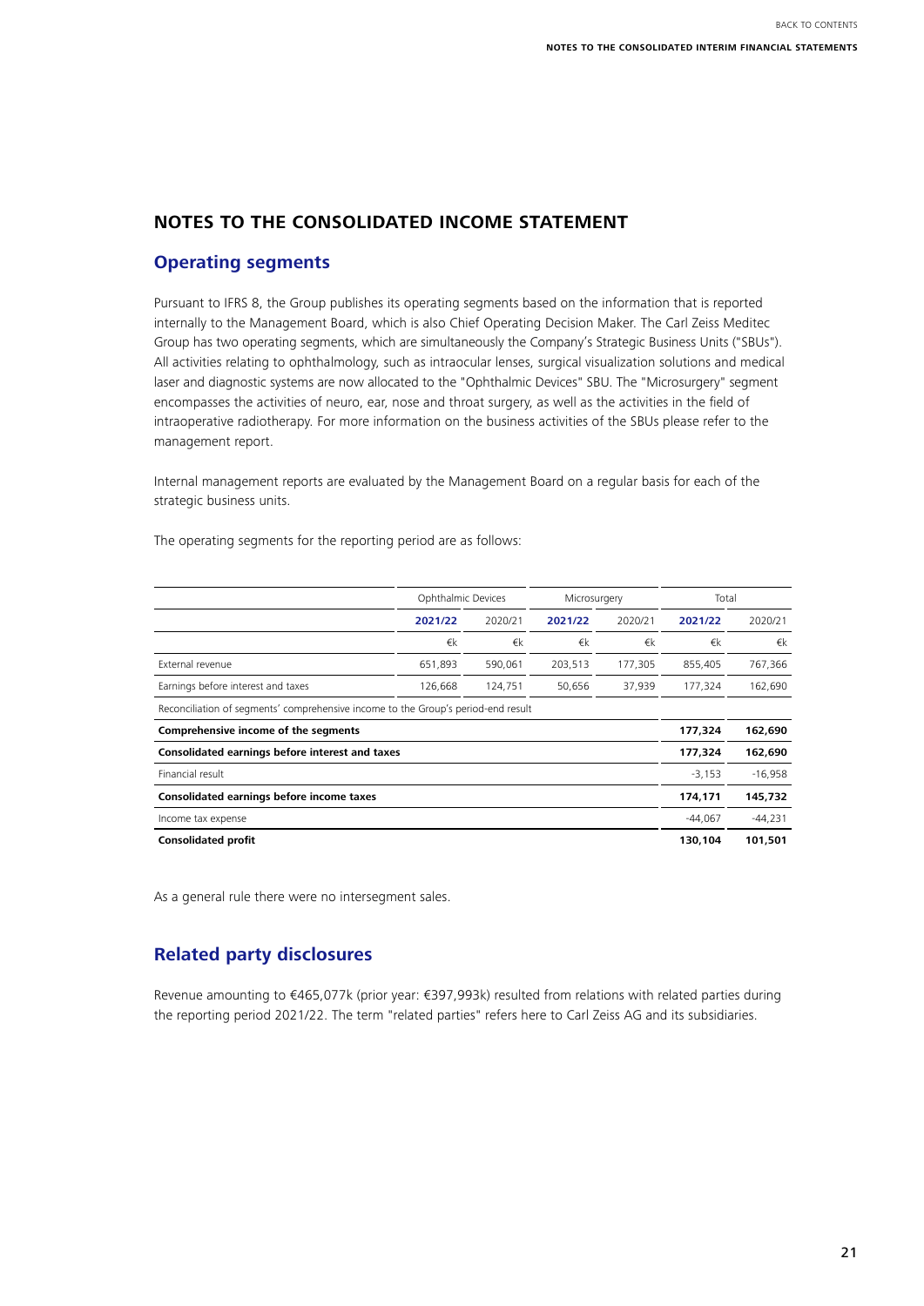## NOTES TO THE CONSOLIDATED INCOME STATEMENT

### Operating segments

Pursuant to IFRS 8, the Group publishes its operating segments based on the information that is reported internally to the Management Board, which is also Chief Operating Decision Maker. The Carl Zeiss Meditec Group has two operating segments, which are simultaneously the Company's Strategic Business Units ("SBUs"). All activities relating to ophthalmology, such as intraocular lenses, surgical visualization solutions and medical laser and diagnostic systems are now allocated to the "Ophthalmic Devices" SBU. The "Microsurgery" segment encompasses the activities of neuro, ear, nose and throat surgery, as well as the activities in the field of intraoperative radiotherapy. For more information on the business activities of the SBUs please refer to the management report.

Internal management reports are evaluated by the Management Board on a regular basis for each of the strategic business units.

The operating segments for the reporting period are as follows:

| | Ophthalmic Devices | | Microsurgery | | Total | |
|---|---|---|---|---|---|---|
| | **2021/22** | 2020/21 | **2021/22** | 2020/21 | **2021/22** | 2020/21 |
| | €k | €k | €k | €k | €k | €k |
| External revenue | 651,893 | 590,061 | 203,513 | 177,305 | 855,405 | 767,366 |
| Earnings before interest and taxes | 126,668 | 124,751 | 50,656 | 37,939 | 177,324 | 162,690 |
| Reconciliation of segments' comprehensive income to the Group's period-end result | | | | | | |
| **Comprehensive income of the segments** | | | | | **177,324** | **162,690** |
| **Consolidated earnings before interest and taxes** | | | | | **177,324** | **162,690** |
| Financial result | | | | | -3,153 | -16,958 |
| **Consolidated earnings before income taxes** | | | | | **174,171** | **145,732** |
| Income tax expense | | | | | -44,067 | -44,231 |
| **Consolidated profit** | | | | | **130,104** | **101,501** |

As a general rule there were no intersegment sales.

### Related party disclosures

Revenue amounting to €465,077k (prior year: €397,993k) resulted from relations with related parties during the reporting period 2021/22. The term "related parties" refers here to Carl Zeiss AG and its subsidiaries.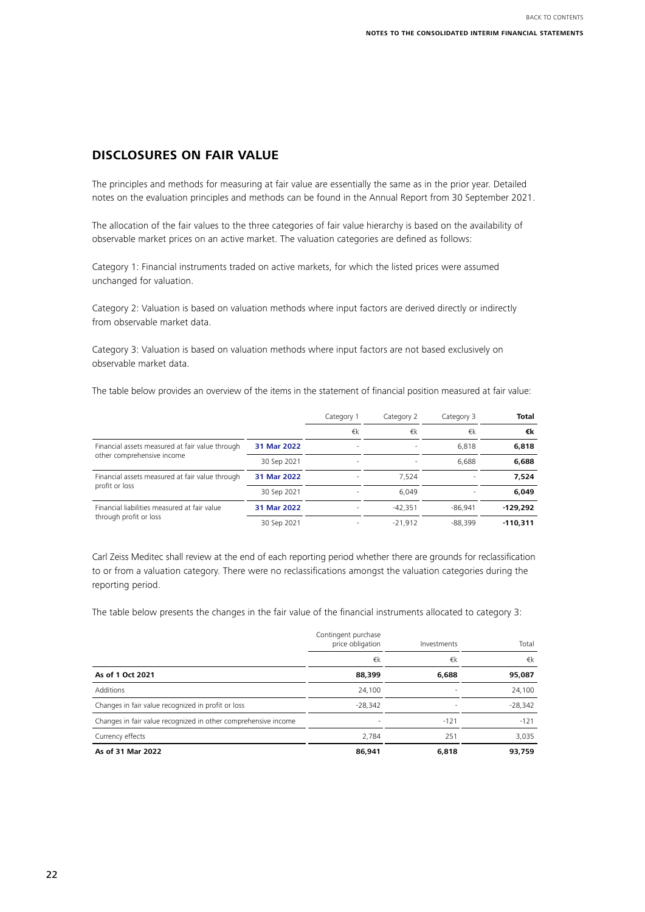## DISCLOSURES ON FAIR VALUE

The principles and methods for measuring at fair value are essentially the same as in the prior year. Detailed notes on the evaluation principles and methods can be found in the Annual Report from 30 September 2021.

The allocation of the fair values to the three categories of fair value hierarchy is based on the availability of observable market prices on an active market. The valuation categories are defined as follows:

Category 1: Financial instruments traded on active markets, for which the listed prices were assumed unchanged for valuation.

Category 2: Valuation is based on valuation methods where input factors are derived directly or indirectly from observable market data.

Category 3: Valuation is based on valuation methods where input factors are not based exclusively on observable market data.

The table below provides an overview of the items in the statement of financial position measured at fair value:

| | | Category 1 | Category 2 | Category 3 | **Total** |
|---|---|---|---|---|---|
| | | €k | €k | €k | **€k** |
| Financial assets measured at fair value through other comprehensive income | **31 Mar 2022** | - | - | 6,818 | **6,818** |
| | 30 Sep 2021 | - | - | 6,688 | **6,688** |
| Financial assets measured at fair value through profit or loss | **31 Mar 2022** | - | 7,524 | - | **7,524** |
| | 30 Sep 2021 | - | 6,049 | - | **6,049** |
| Financial liabilities measured at fair value through profit or loss | **31 Mar 2022** | - | -42,351 | -86,941 | **-129,292** |
| | 30 Sep 2021 | - | -21,912 | -88,399 | **-110,311** |

Carl Zeiss Meditec shall review at the end of each reporting period whether there are grounds for reclassification to or from a valuation category. There were no reclassifications amongst the valuation categories during the reporting period.

The table below presents the changes in the fair value of the financial instruments allocated to category 3:

| | Contingent purchase price obligation | Investments | Total |
|---|---|---|---|
| | €k | €k | €k |
| **As of 1 Oct 2021** | **88,399** | **6,688** | **95,087** |
| Additions | 24,100 | - | 24,100 |
| Changes in fair value recognized in profit or loss | -28,342 | - | -28,342 |
| Changes in fair value recognized in other comprehensive income | - | -121 | -121 |
| Currency effects | 2,784 | 251 | 3,035 |
| **As of 31 Mar 2022** | **86,941** | **6,818** | **93,759** |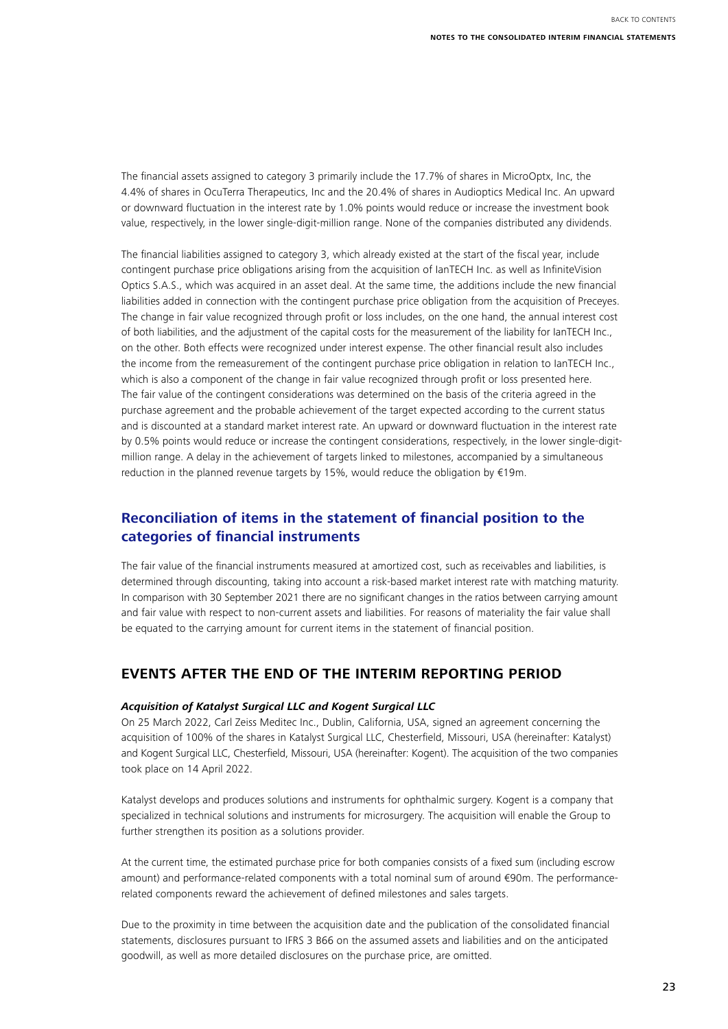The financial assets assigned to category 3 primarily include the 17.7% of shares in MicroOptx, Inc, the 4.4% of shares in OcuTerra Therapeutics, Inc and the 20.4% of shares in Audioptics Medical Inc. An upward or downward fluctuation in the interest rate by 1.0% points would reduce or increase the investment book value, respectively, in the lower single-digit-million range. None of the companies distributed any dividends.

The financial liabilities assigned to category 3, which already existed at the start of the fiscal year, include contingent purchase price obligations arising from the acquisition of IanTECH Inc. as well as InfiniteVision Optics S.A.S., which was acquired in an asset deal. At the same time, the additions include the new financial liabilities added in connection with the contingent purchase price obligation from the acquisition of Preceyes. The change in fair value recognized through profit or loss includes, on the one hand, the annual interest cost of both liabilities, and the adjustment of the capital costs for the measurement of the liability for IanTECH Inc., on the other. Both effects were recognized under interest expense. The other financial result also includes the income from the remeasurement of the contingent purchase price obligation in relation to IanTECH Inc., which is also a component of the change in fair value recognized through profit or loss presented here. The fair value of the contingent considerations was determined on the basis of the criteria agreed in the purchase agreement and the probable achievement of the target expected according to the current status and is discounted at a standard market interest rate. An upward or downward fluctuation in the interest rate by 0.5% points would reduce or increase the contingent considerations, respectively, in the lower single-digit-million range. A delay in the achievement of targets linked to milestones, accompanied by a simultaneous reduction in the planned revenue targets by 15%, would reduce the obligation by €19m.

## Reconciliation of items in the statement of financial position to the categories of financial instruments

The fair value of the financial instruments measured at amortized cost, such as receivables and liabilities, is determined through discounting, taking into account a risk-based market interest rate with matching maturity. In comparison with 30 September 2021 there are no significant changes in the ratios between carrying amount and fair value with respect to non-current assets and liabilities. For reasons of materiality the fair value shall be equated to the carrying amount for current items in the statement of financial position.

## EVENTS AFTER THE END OF THE INTERIM REPORTING PERIOD

### *Acquisition of Katalyst Surgical LLC and Kogent Surgical LLC*

On 25 March 2022, Carl Zeiss Meditec Inc., Dublin, California, USA, signed an agreement concerning the acquisition of 100% of the shares in Katalyst Surgical LLC, Chesterfield, Missouri, USA (hereinafter: Katalyst) and Kogent Surgical LLC, Chesterfield, Missouri, USA (hereinafter: Kogent). The acquisition of the two companies took place on 14 April 2022.

Katalyst develops and produces solutions and instruments for ophthalmic surgery. Kogent is a company that specialized in technical solutions and instruments for microsurgery. The acquisition will enable the Group to further strengthen its position as a solutions provider.

At the current time, the estimated purchase price for both companies consists of a fixed sum (including escrow amount) and performance-related components with a total nominal sum of around €90m. The performance-related components reward the achievement of defined milestones and sales targets.

Due to the proximity in time between the acquisition date and the publication of the consolidated financial statements, disclosures pursuant to IFRS 3 B66 on the assumed assets and liabilities and on the anticipated goodwill, as well as more detailed disclosures on the purchase price, are omitted.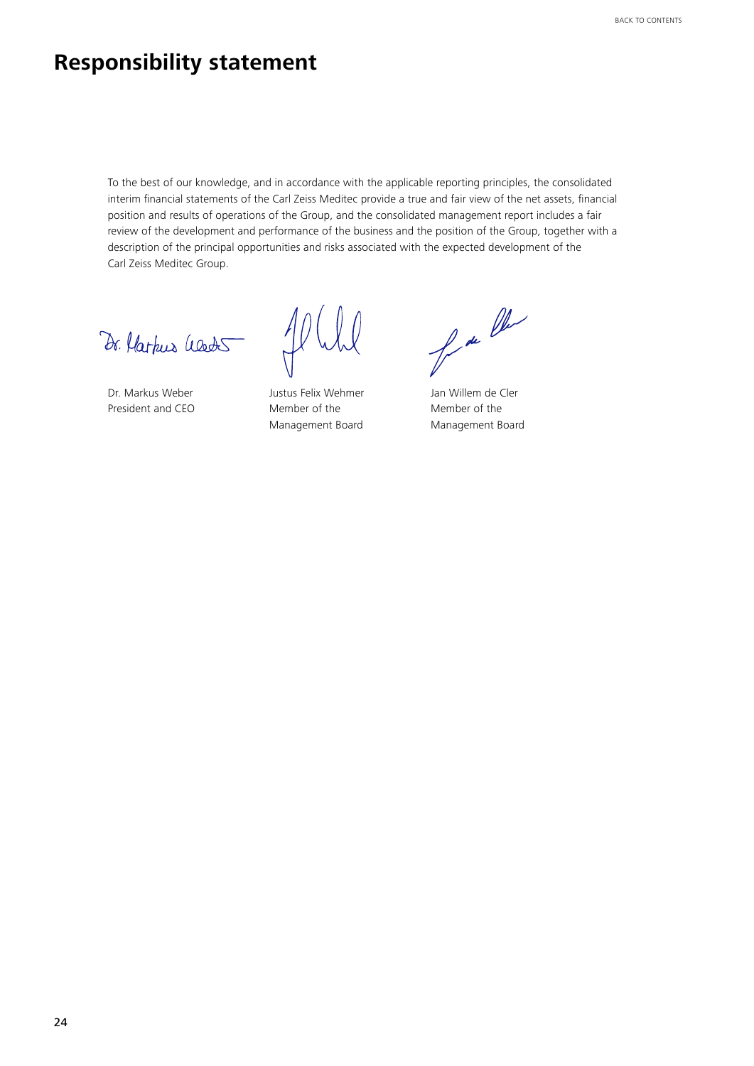# Responsibility statement

To the best of our knowledge, and in accordance with the applicable reporting principles, the consolidated interim financial statements of the Carl Zeiss Meditec provide a true and fair view of the net assets, financial position and results of operations of the Group, and the consolidated management report includes a fair review of the development and performance of the business and the position of the Group, together with a description of the principal opportunities and risks associated with the expected development of the Carl Zeiss Meditec Group.

| Dr. Markus Weber | Justus Felix Wehmer | Jan Willem de Cler |
|---|---|---|
| President and CEO | Member of the Management Board | Member of the Management Board |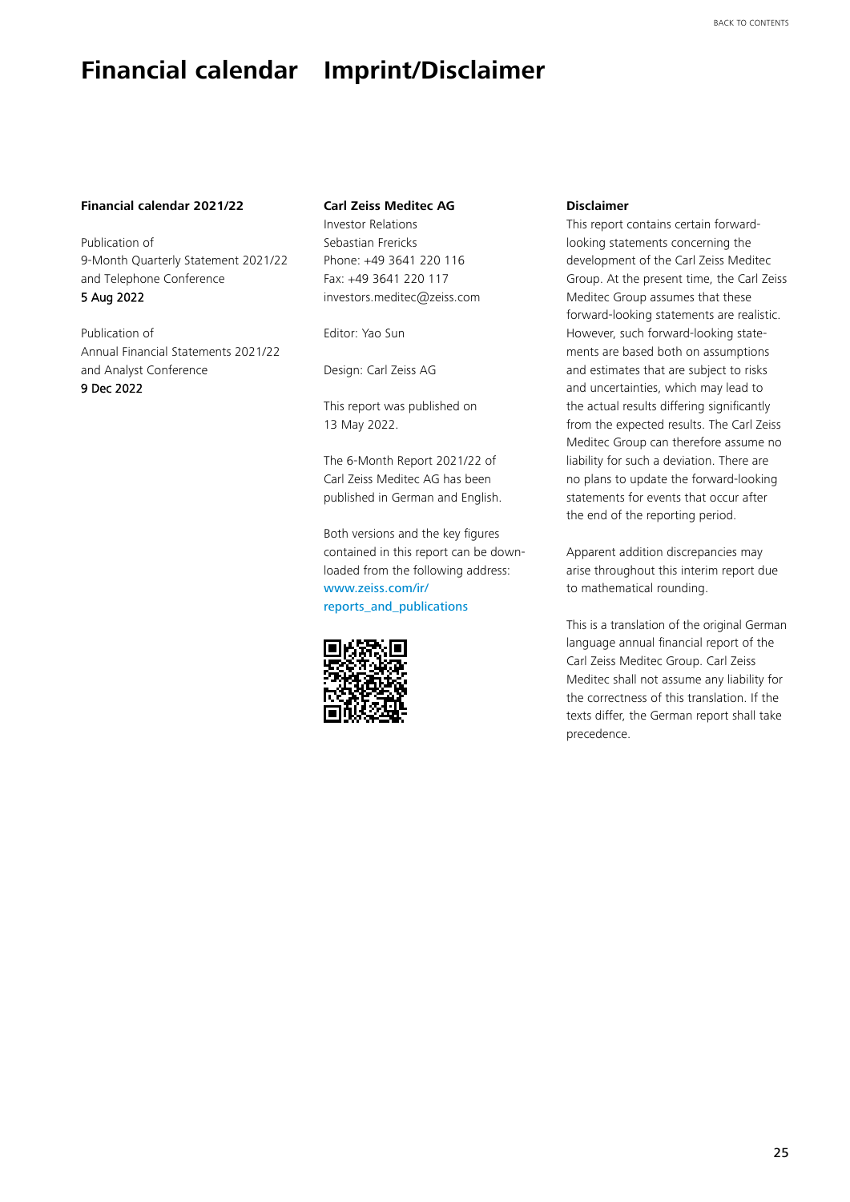# Financial calendar

# Imprint/Disclaimer

**Financial calendar 2021/22**

Publication of
9-Month Quarterly Statement 2021/22
and Telephone Conference
5 Aug 2022

Publication of
Annual Financial Statements 2021/22
and Analyst Conference
9 Dec 2022

**Carl Zeiss Meditec AG**
Investor Relations
Sebastian Frericks
Phone: +49 3641 220 116
Fax: +49 3641 220 117
investors.meditec@zeiss.com

Editor: Yao Sun

Design: Carl Zeiss AG

This report was published on
13 May 2022.

The 6-Month Report 2021/22 of Carl Zeiss Meditec AG has been published in German and English.

Both versions and the key figures contained in this report can be downloaded from the following address:
www.zeiss.com/ir/reports_and_publications

**Disclaimer**

This report contains certain forward-looking statements concerning the development of the Carl Zeiss Meditec Group. At the present time, the Carl Zeiss Meditec Group assumes that these forward-looking statements are realistic. However, such forward-looking statements are based both on assumptions and estimates that are subject to risks and uncertainties, which may lead to the actual results differing significantly from the expected results. The Carl Zeiss Meditec Group can therefore assume no liability for such a deviation. There are no plans to update the forward-looking statements for events that occur after the end of the reporting period.

Apparent addition discrepancies may arise throughout this interim report due to mathematical rounding.

This is a translation of the original German language annual financial report of the Carl Zeiss Meditec Group. Carl Zeiss Meditec shall not assume any liability for the correctness of this translation. If the texts differ, the German report shall take precedence.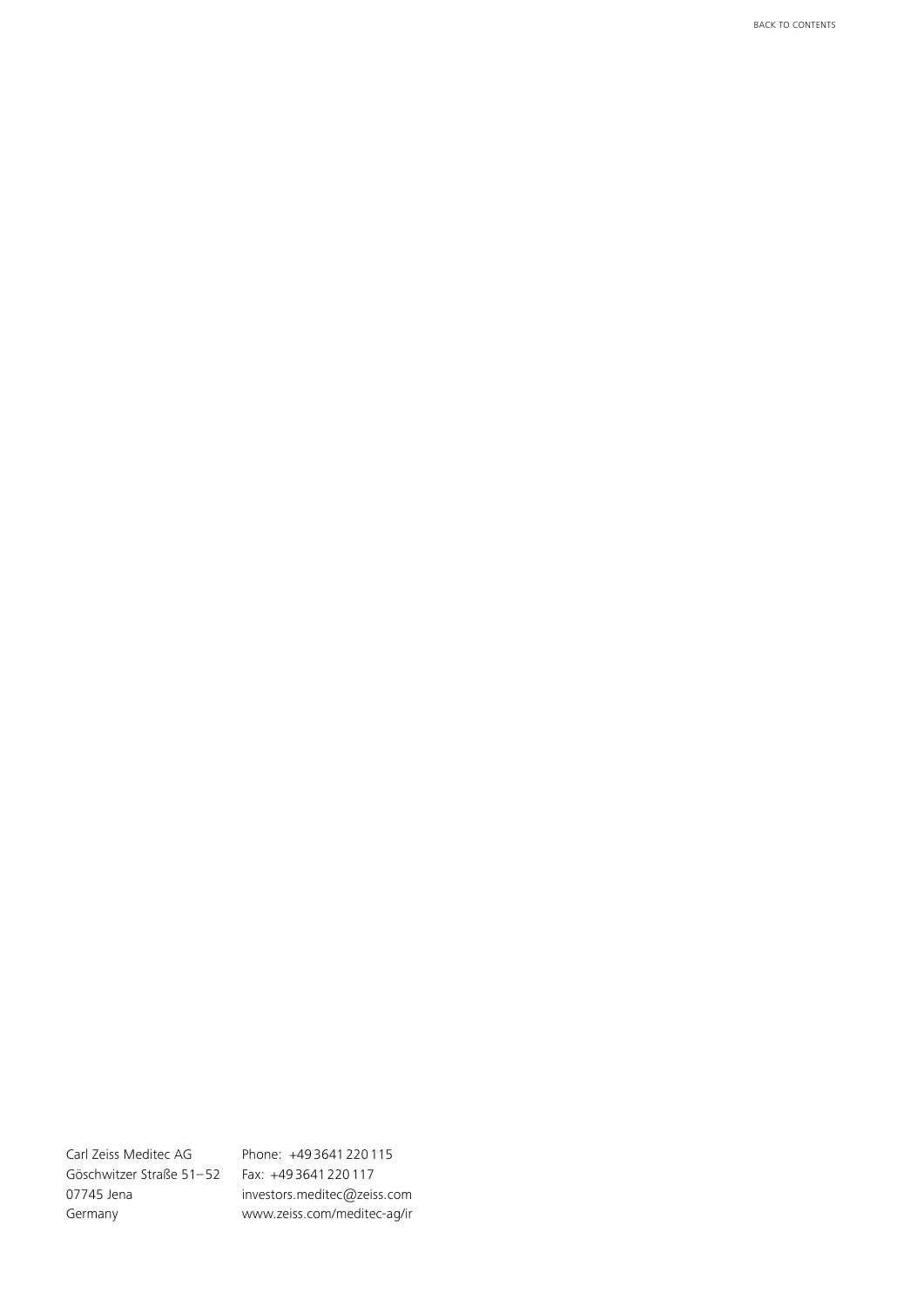Carl Zeiss Meditec AG
Göschwitzer Straße 51–52
07745 Jena
Germany

Phone: +49 3641 220 115
Fax: +49 3641 220 117
investors.meditec@zeiss.com
www.zeiss.com/meditec-ag/ir